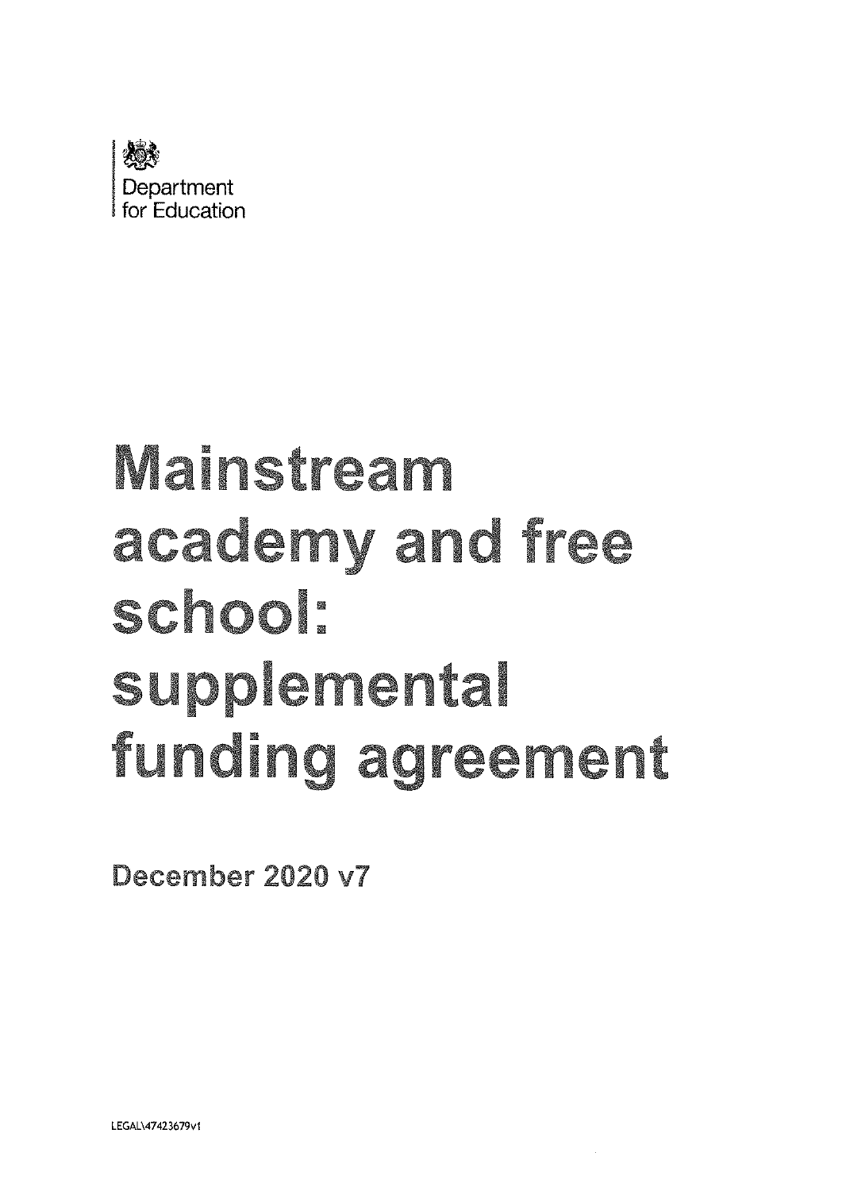Department
for Education

# Mainstream academy and free school: supplemental funding agreement

December 2020 v7

LEGAL\47423679v1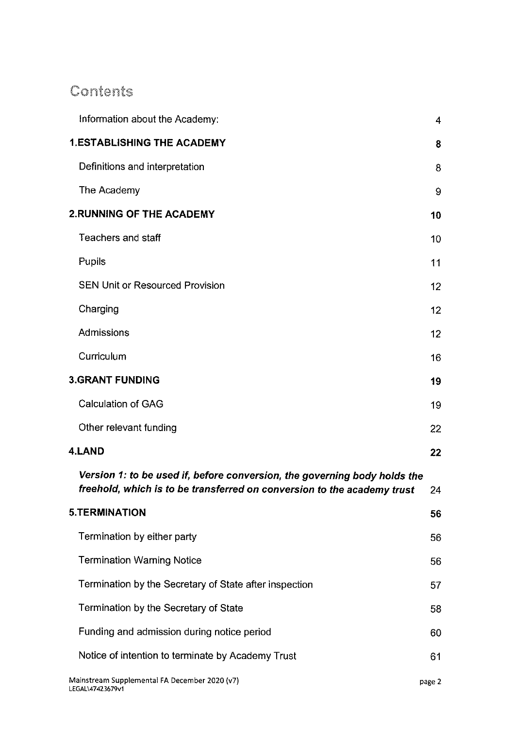# Contents

| | |
|---|---|
| Information about the Academy: | 4 |
| **1.ESTABLISHING THE ACADEMY** | **8** |
| Definitions and interpretation | 8 |
| The Academy | 9 |
| **2.RUNNING OF THE ACADEMY** | **10** |
| Teachers and staff | 10 |
| Pupils | 11 |
| SEN Unit or Resourced Provision | 12 |
| Charging | 12 |
| Admissions | 12 |
| Curriculum | 16 |
| **3.GRANT FUNDING** | **19** |
| Calculation of GAG | 19 |
| Other relevant funding | 22 |
| **4.LAND** | **22** |
| ***Version 1: to be used if, before conversion, the governing body holds the freehold, which is to be transferred on conversion to the academy trust*** | 24 |
| **5.TERMINATION** | **56** |
| Termination by either party | 56 |
| Termination Warning Notice | 56 |
| Termination by the Secretary of State after inspection | 57 |
| Termination by the Secretary of State | 58 |
| Funding and admission during notice period | 60 |
| Notice of intention to terminate by Academy Trust | 61 |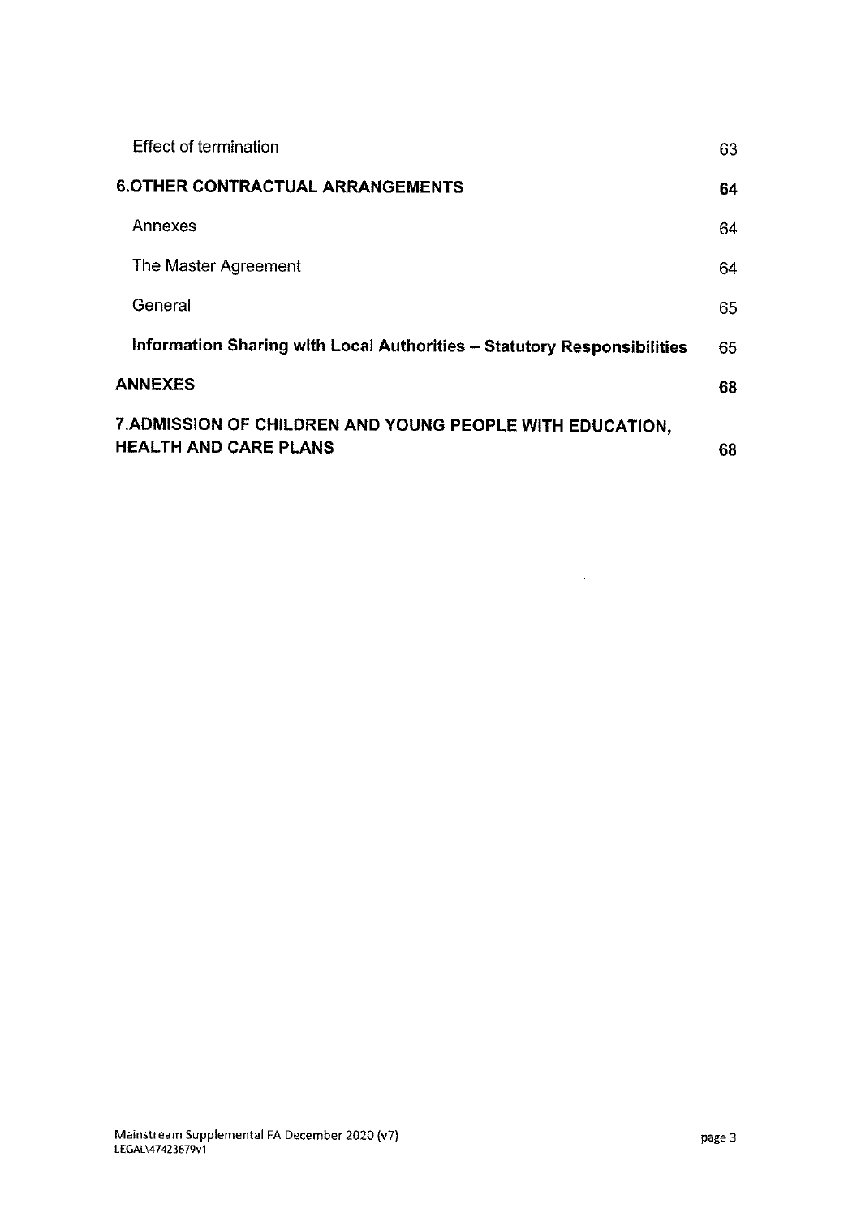| | |
|---|---|
| Effect of termination | 63 |
| **6.OTHER CONTRACTUAL ARRANGEMENTS** | **64** |
| Annexes | 64 |
| The Master Agreement | 64 |
| General | 65 |
| **Information Sharing with Local Authorities – Statutory Responsibilities** | 65 |
| **ANNEXES** | **68** |
| **7.ADMISSION OF CHILDREN AND YOUNG PEOPLE WITH EDUCATION, HEALTH AND CARE PLANS** | **68** |

Mainstream Supplemental FA December 2020 (v7)
LEGAL\47423679v1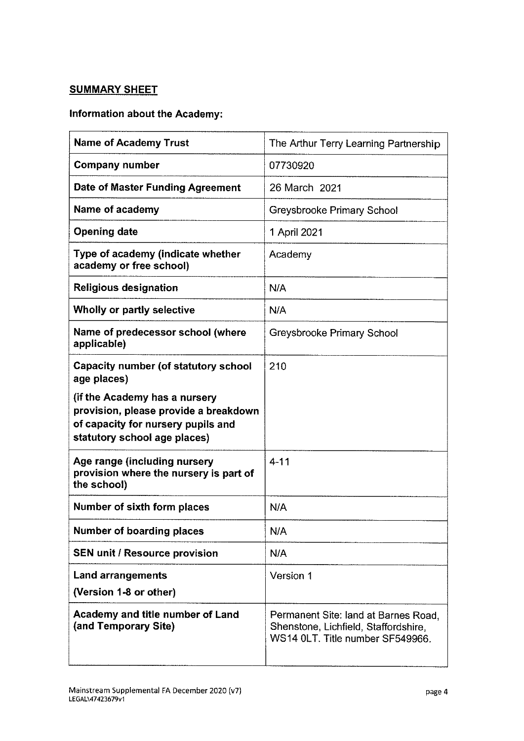**SUMMARY SHEET**

**Information about the Academy:**

| **Name of Academy Trust** | The Arthur Terry Learning Partnership |
|---|---|
| **Company number** | 07730920 |
| **Date of Master Funding Agreement** | 26 March 2021 |
| **Name of academy** | Greysbrooke Primary School |
| **Opening date** | 1 April 2021 |
| **Type of academy (indicate whether academy or free school)** | Academy |
| **Religious designation** | N/A |
| **Wholly or partly selective** | N/A |
| **Name of predecessor school (where applicable)** | Greysbrooke Primary School |
| **Capacity number (of statutory school age places)**<br><br>**(if the Academy has a nursery provision, please provide a breakdown of capacity for nursery pupils and statutory school age places)** | 210 |
| **Age range (including nursery provision where the nursery is part of the school)** | 4-11 |
| **Number of sixth form places** | N/A |
| **Number of boarding places** | N/A |
| **SEN unit / Resource provision** | N/A |
| **Land arrangements**<br>**(Version 1-8 or other)** | Version 1 |
| **Academy and title number of Land (and Temporary Site)** | Permanent Site: land at Barnes Road, Shenstone, Lichfield, Staffordshire, WS14 0LT. Title number SF549966. |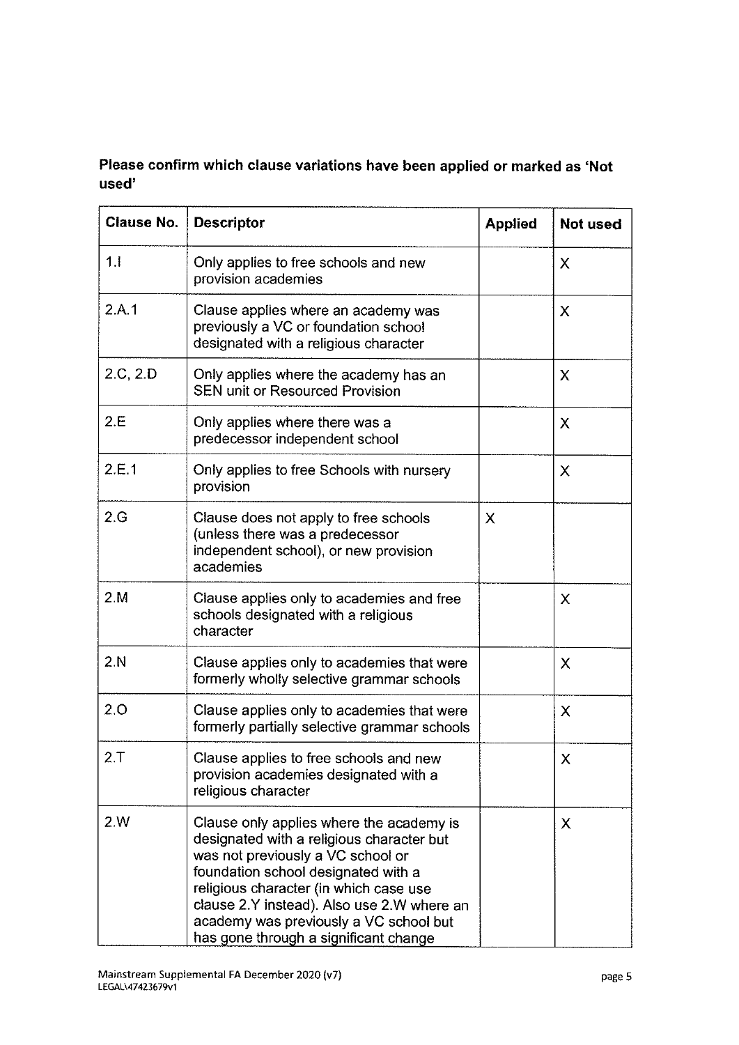**Please confirm which clause variations have been applied or marked as 'Not used'**

| Clause No. | Descriptor | Applied | Not used |
|---|---|---|---|
| 1.I | Only applies to free schools and new provision academies | | X |
| 2.A.1 | Clause applies where an academy was previously a VC or foundation school designated with a religious character | | X |
| 2.C, 2.D | Only applies where the academy has an SEN unit or Resourced Provision | | X |
| 2.E | Only applies where there was a predecessor independent school | | X |
| 2.E.1 | Only applies to free Schools with nursery provision | | X |
| 2.G | Clause does not apply to free schools (unless there was a predecessor independent school), or new provision academies | X | |
| 2.M | Clause applies only to academies and free schools designated with a religious character | | X |
| 2.N | Clause applies only to academies that were formerly wholly selective grammar schools | | X |
| 2.O | Clause applies only to academies that were formerly partially selective grammar schools | | X |
| 2.T | Clause applies to free schools and new provision academies designated with a religious character | | X |
| 2.W | Clause only applies where the academy is designated with a religious character but was not previously a VC school or foundation school designated with a religious character (in which case use clause 2.Y instead). Also use 2.W where an academy was previously a VC school but has gone through a significant change | | X |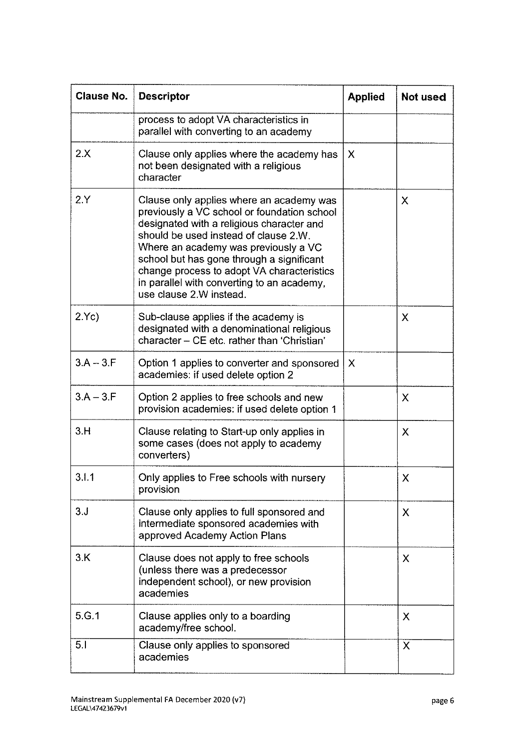| Clause No. | Descriptor | Applied | Not used |
| --- | --- | --- | --- |
| | process to adopt VA characteristics in parallel with converting to an academy | | |
| 2.X | Clause only applies where the academy has not been designated with a religious character | X | |
| 2.Y | Clause only applies where an academy was previously a VC school or foundation school designated with a religious character and should be used instead of clause 2.W. Where an academy was previously a VC school but has gone through a significant change process to adopt VA characteristics in parallel with converting to an academy, use clause 2.W instead. | | X |
| 2.Yc) | Sub-clause applies if the academy is designated with a denominational religious character – CE etc. rather than 'Christian' | | X |
| 3.A – 3.F | Option 1 applies to converter and sponsored academies: if used delete option 2 | X | |
| 3.A – 3.F | Option 2 applies to free schools and new provision academies: if used delete option 1 | | X |
| 3.H | Clause relating to Start-up only applies in some cases (does not apply to academy converters) | | X |
| 3.I.1 | Only applies to Free schools with nursery provision | | X |
| 3.J | Clause only applies to full sponsored and intermediate sponsored academies with approved Academy Action Plans | | X |
| 3.K | Clause does not apply to free schools (unless there was a predecessor independent school), or new provision academies | | X |
| 5.G.1 | Clause applies only to a boarding academy/free school. | | X |
| 5.I | Clause only applies to sponsored academies | | X |

Mainstream Supplemental FA December 2020 (v7)
LEGAL\47423679v1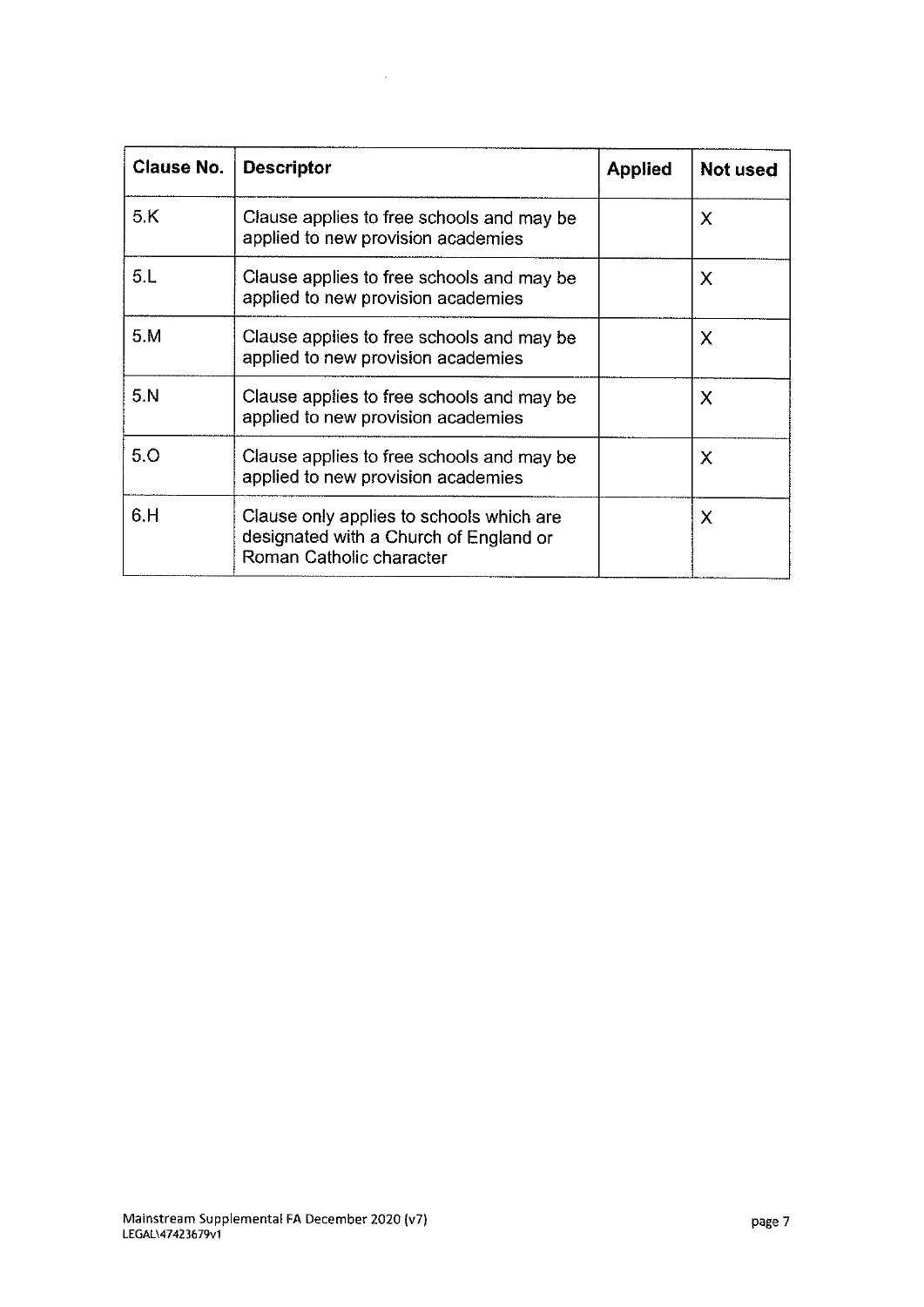| Clause No. | Descriptor | Applied | Not used |
| --- | --- | --- | --- |
| 5.K | Clause applies to free schools and may be applied to new provision academies | | X |
| 5.L | Clause applies to free schools and may be applied to new provision academies | | X |
| 5.M | Clause applies to free schools and may be applied to new provision academies | | X |
| 5.N | Clause applies to free schools and may be applied to new provision academies | | X |
| 5.O | Clause applies to free schools and may be applied to new provision academies | | X |
| 6.H | Clause only applies to schools which are designated with a Church of England or Roman Catholic character | | X |

Mainstream Supplemental FA December 2020 (v7)
LEGAL\47423679v1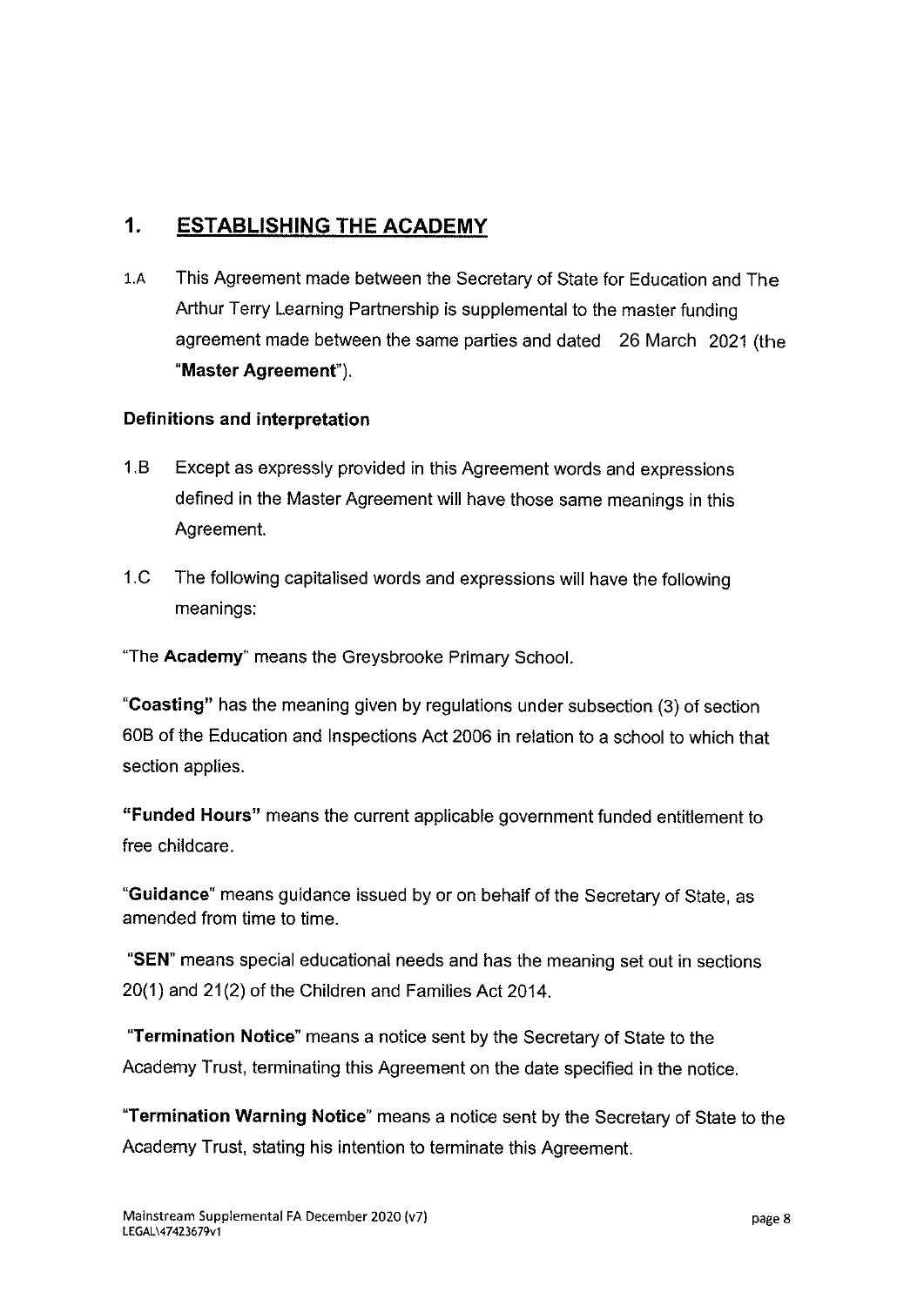## 1. ESTABLISHING THE ACADEMY

1.A This Agreement made between the Secretary of State for Education and The Arthur Terry Learning Partnership is supplemental to the master funding agreement made between the same parties and dated 26 March 2021 (the "**Master Agreement**").

### Definitions and interpretation

1.B Except as expressly provided in this Agreement words and expressions defined in the Master Agreement will have those same meanings in this Agreement.

1.C The following capitalised words and expressions will have the following meanings:

"The **Academy**" means the Greysbrooke Primary School.

"**Coasting**" has the meaning given by regulations under subsection (3) of section 60B of the Education and Inspections Act 2006 in relation to a school to which that section applies.

"**Funded Hours**" means the current applicable government funded entitlement to free childcare.

"**Guidance**" means guidance issued by or on behalf of the Secretary of State, as amended from time to time.

"**SEN**" means special educational needs and has the meaning set out in sections 20(1) and 21(2) of the Children and Families Act 2014.

"**Termination Notice**" means a notice sent by the Secretary of State to the Academy Trust, terminating this Agreement on the date specified in the notice.

"**Termination Warning Notice**" means a notice sent by the Secretary of State to the Academy Trust, stating his intention to terminate this Agreement.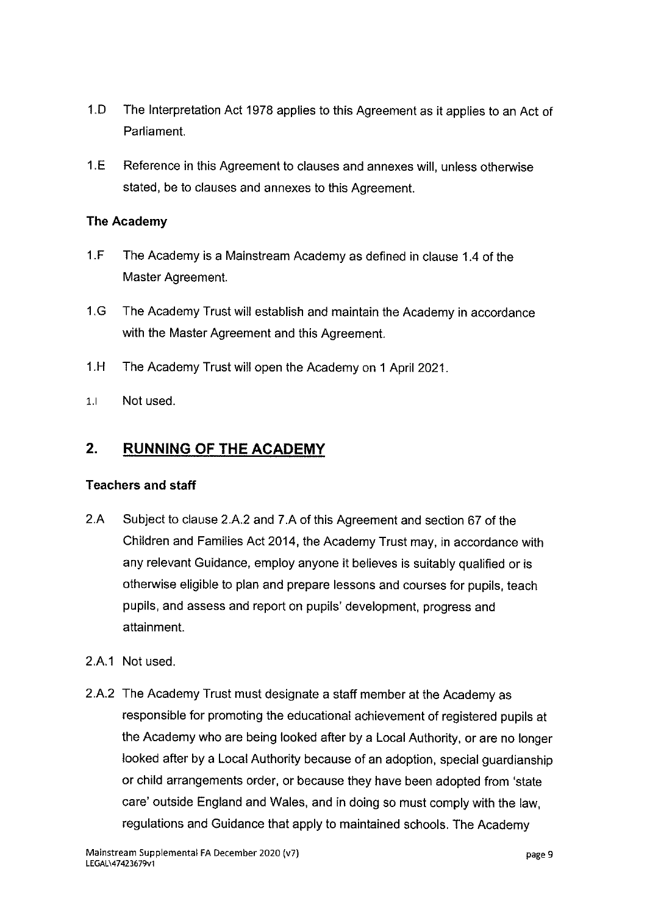1.D The Interpretation Act 1978 applies to this Agreement as it applies to an Act of Parliament.

1.E Reference in this Agreement to clauses and annexes will, unless otherwise stated, be to clauses and annexes to this Agreement.

**The Academy**

1.F The Academy is a Mainstream Academy as defined in clause 1.4 of the Master Agreement.

1.G The Academy Trust will establish and maintain the Academy in accordance with the Master Agreement and this Agreement.

1.H The Academy Trust will open the Academy on 1 April 2021.

1.I Not used.

## 2. RUNNING OF THE ACADEMY

**Teachers and staff**

2.A Subject to clause 2.A.2 and 7.A of this Agreement and section 67 of the Children and Families Act 2014, the Academy Trust may, in accordance with any relevant Guidance, employ anyone it believes is suitably qualified or is otherwise eligible to plan and prepare lessons and courses for pupils, teach pupils, and assess and report on pupils' development, progress and attainment.

2.A.1 Not used.

2.A.2 The Academy Trust must designate a staff member at the Academy as responsible for promoting the educational achievement of registered pupils at the Academy who are being looked after by a Local Authority, or are no longer looked after by a Local Authority because of an adoption, special guardianship or child arrangements order, or because they have been adopted from 'state care' outside England and Wales, and in doing so must comply with the law, regulations and Guidance that apply to maintained schools. The Academy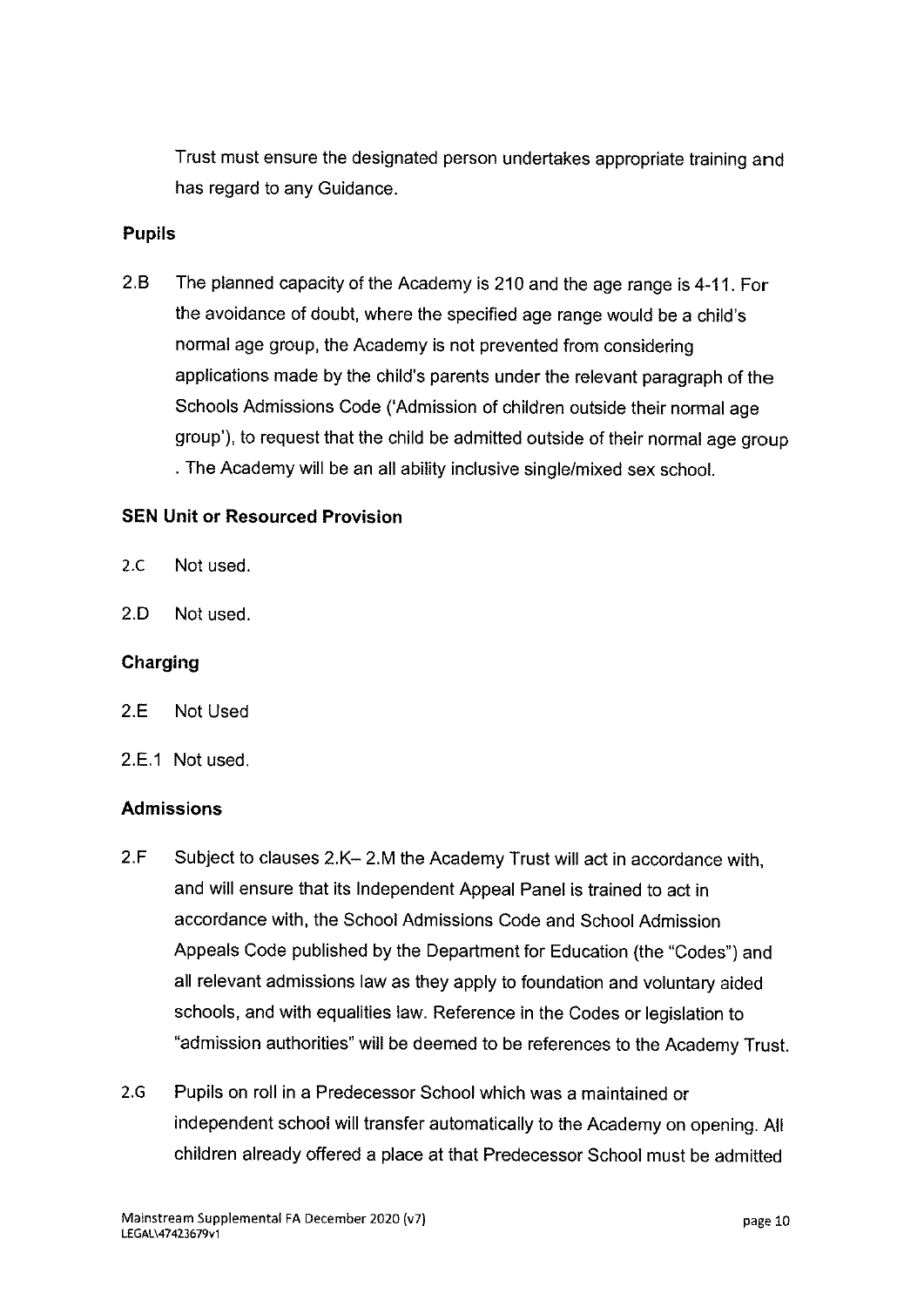Trust must ensure the designated person undertakes appropriate training and has regard to any Guidance.

**Pupils**

2.B The planned capacity of the Academy is 210 and the age range is 4-11. For the avoidance of doubt, where the specified age range would be a child's normal age group, the Academy is not prevented from considering applications made by the child's parents under the relevant paragraph of the Schools Admissions Code ('Admission of children outside their normal age group'), to request that the child be admitted outside of their normal age group . The Academy will be an all ability inclusive single/mixed sex school.

**SEN Unit or Resourced Provision**

2.C Not used.

2.D Not used.

**Charging**

2.E Not Used

2.E.1 Not used.

**Admissions**

2.F Subject to clauses 2.K– 2.M the Academy Trust will act in accordance with, and will ensure that its Independent Appeal Panel is trained to act in accordance with, the School Admissions Code and School Admission Appeals Code published by the Department for Education (the "Codes") and all relevant admissions law as they apply to foundation and voluntary aided schools, and with equalities law. Reference in the Codes or legislation to "admission authorities" will be deemed to be references to the Academy Trust.

2.G Pupils on roll in a Predecessor School which was a maintained or independent school will transfer automatically to the Academy on opening. All children already offered a place at that Predecessor School must be admitted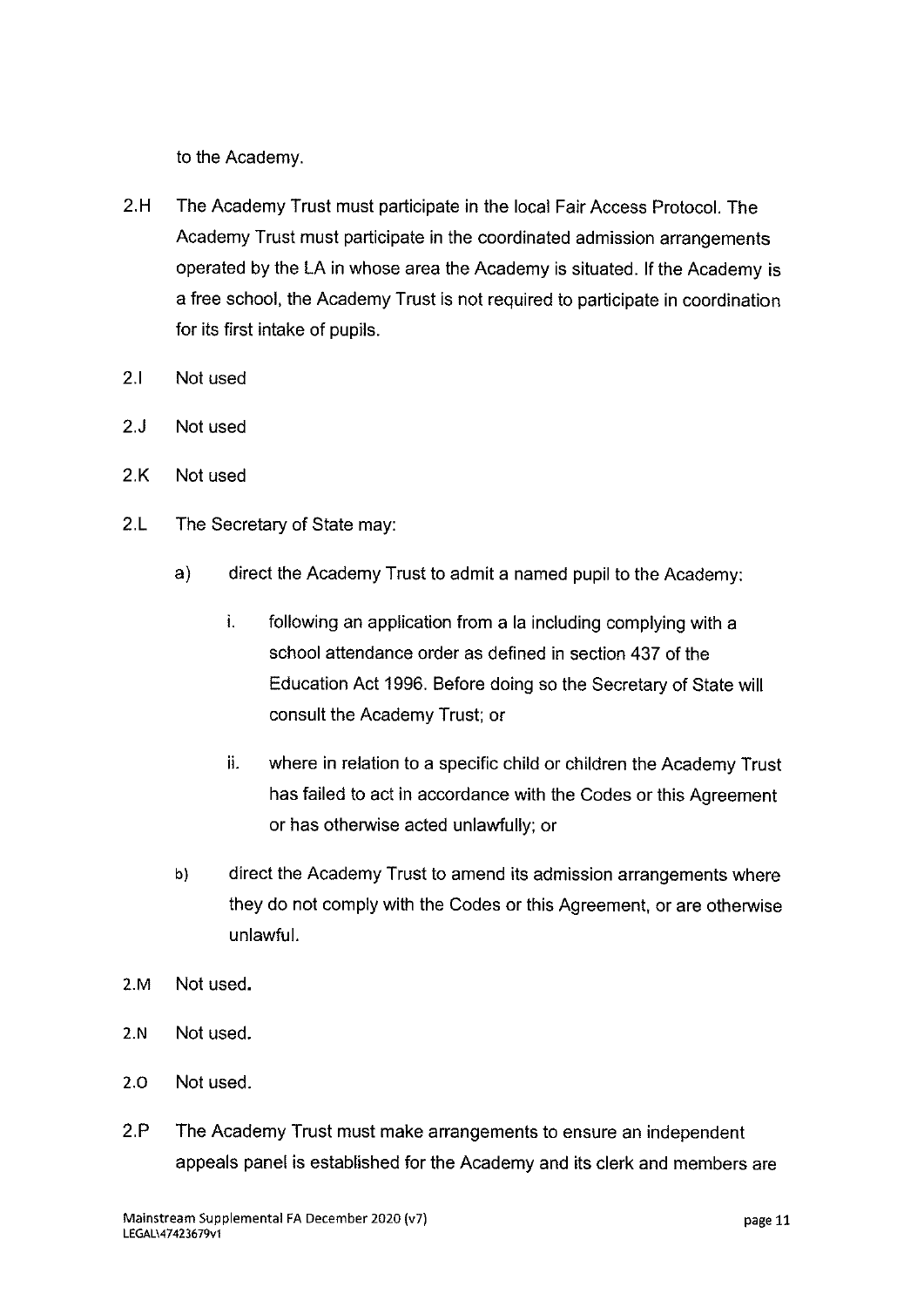to the Academy.

2.H The Academy Trust must participate in the local Fair Access Protocol. The Academy Trust must participate in the coordinated admission arrangements operated by the LA in whose area the Academy is situated. If the Academy is a free school, the Academy Trust is not required to participate in coordination for its first intake of pupils.

2.I Not used

2.J Not used

2.K Not used

2.L The Secretary of State may:

a) direct the Academy Trust to admit a named pupil to the Academy:

   i. following an application from a la including complying with a school attendance order as defined in section 437 of the Education Act 1996. Before doing so the Secretary of State will consult the Academy Trust; or

   ii. where in relation to a specific child or children the Academy Trust has failed to act in accordance with the Codes or this Agreement or has otherwise acted unlawfully; or

b) direct the Academy Trust to amend its admission arrangements where they do not comply with the Codes or this Agreement, or are otherwise unlawful.

2.M Not used.

2.N Not used.

2.O Not used.

2.P The Academy Trust must make arrangements to ensure an independent appeals panel is established for the Academy and its clerk and members are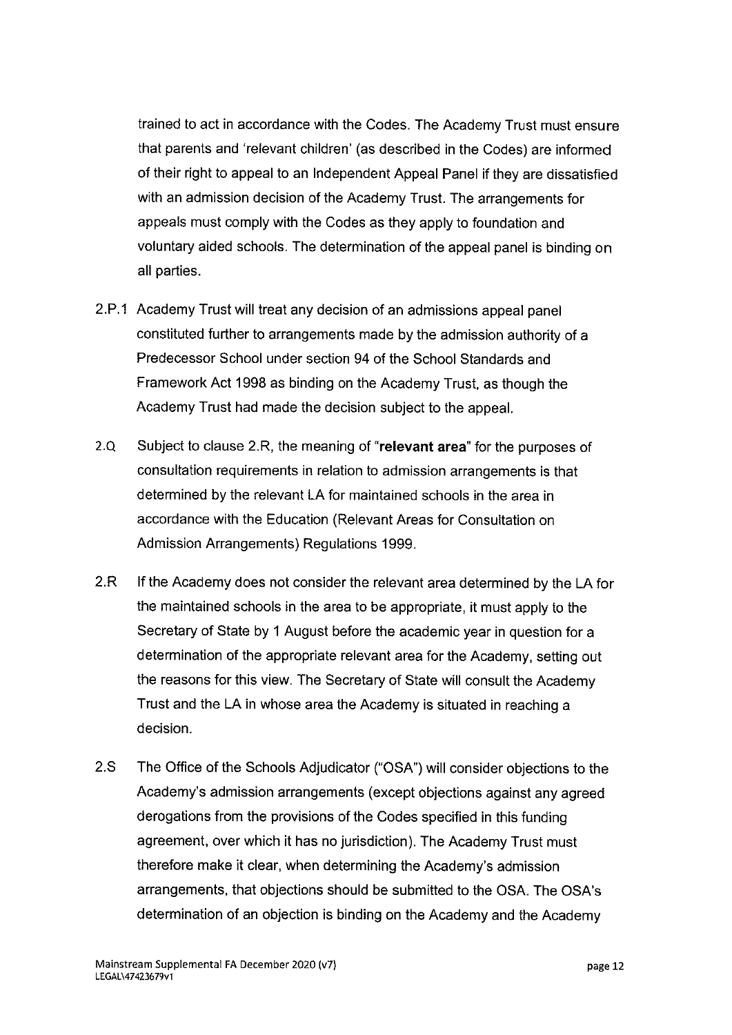trained to act in accordance with the Codes. The Academy Trust must ensure that parents and 'relevant children' (as described in the Codes) are informed of their right to appeal to an Independent Appeal Panel if they are dissatisfied with an admission decision of the Academy Trust. The arrangements for appeals must comply with the Codes as they apply to foundation and voluntary aided schools. The determination of the appeal panel is binding on all parties.

2.P.1 Academy Trust will treat any decision of an admissions appeal panel constituted further to arrangements made by the admission authority of a Predecessor School under section 94 of the School Standards and Framework Act 1998 as binding on the Academy Trust, as though the Academy Trust had made the decision subject to the appeal.

2.Q Subject to clause 2.R, the meaning of "**relevant area**" for the purposes of consultation requirements in relation to admission arrangements is that determined by the relevant LA for maintained schools in the area in accordance with the Education (Relevant Areas for Consultation on Admission Arrangements) Regulations 1999.

2.R If the Academy does not consider the relevant area determined by the LA for the maintained schools in the area to be appropriate, it must apply to the Secretary of State by 1 August before the academic year in question for a determination of the appropriate relevant area for the Academy, setting out the reasons for this view. The Secretary of State will consult the Academy Trust and the LA in whose area the Academy is situated in reaching a decision.

2.S The Office of the Schools Adjudicator ("OSA") will consider objections to the Academy's admission arrangements (except objections against any agreed derogations from the provisions of the Codes specified in this funding agreement, over which it has no jurisdiction). The Academy Trust must therefore make it clear, when determining the Academy's admission arrangements, that objections should be submitted to the OSA. The OSA's determination of an objection is binding on the Academy and the Academy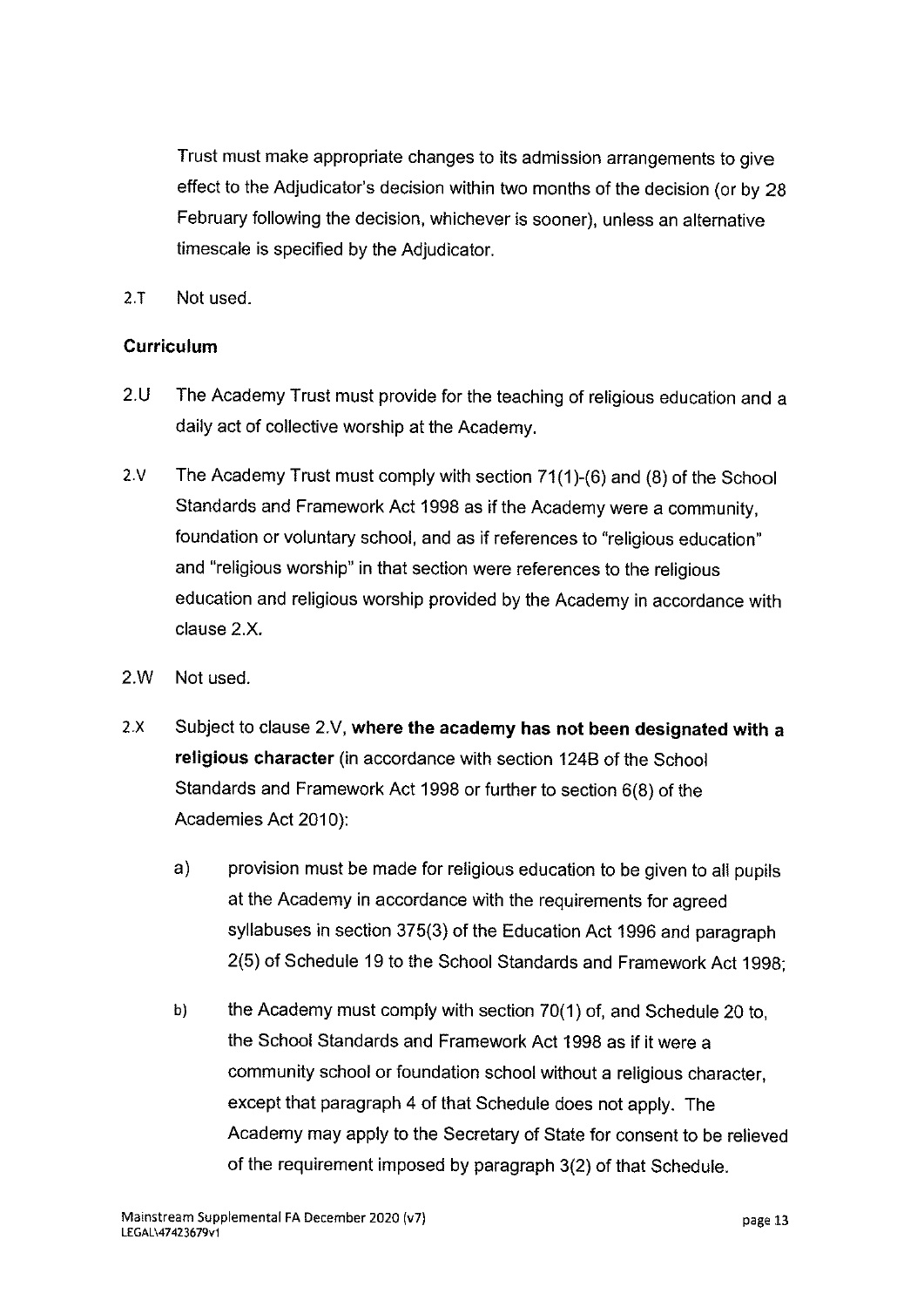Trust must make appropriate changes to its admission arrangements to give effect to the Adjudicator's decision within two months of the decision (or by 28 February following the decision, whichever is sooner), unless an alternative timescale is specified by the Adjudicator.

2.T Not used.

**Curriculum**

2.U The Academy Trust must provide for the teaching of religious education and a daily act of collective worship at the Academy.

2.V The Academy Trust must comply with section 71(1)-(6) and (8) of the School Standards and Framework Act 1998 as if the Academy were a community, foundation or voluntary school, and as if references to "religious education" and "religious worship" in that section were references to the religious education and religious worship provided by the Academy in accordance with clause 2.X.

2.W Not used.

2.X Subject to clause 2.V, **where the academy has not been designated with a religious character** (in accordance with section 124B of the School Standards and Framework Act 1998 or further to section 6(8) of the Academies Act 2010):

a) provision must be made for religious education to be given to all pupils at the Academy in accordance with the requirements for agreed syllabuses in section 375(3) of the Education Act 1996 and paragraph 2(5) of Schedule 19 to the School Standards and Framework Act 1998;

b) the Academy must comply with section 70(1) of, and Schedule 20 to, the School Standards and Framework Act 1998 as if it were a community school or foundation school without a religious character, except that paragraph 4 of that Schedule does not apply. The Academy may apply to the Secretary of State for consent to be relieved of the requirement imposed by paragraph 3(2) of that Schedule.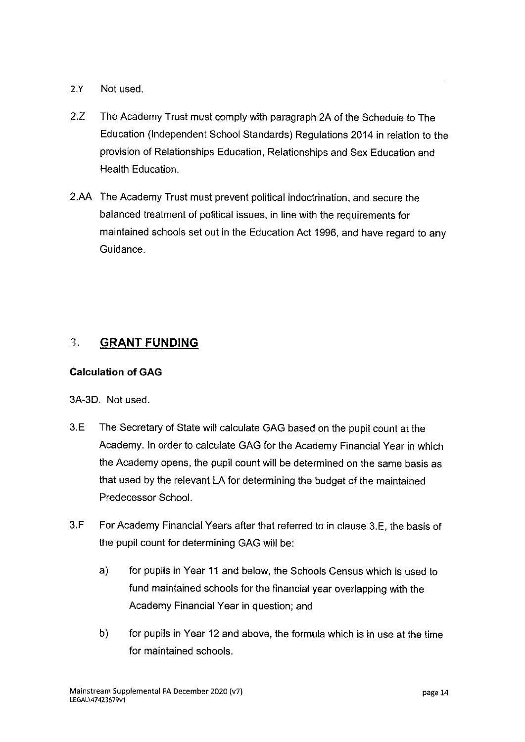2.Y Not used.

2.Z The Academy Trust must comply with paragraph 2A of the Schedule to The Education (Independent School Standards) Regulations 2014 in relation to the provision of Relationships Education, Relationships and Sex Education and Health Education.

2.AA The Academy Trust must prevent political indoctrination, and secure the balanced treatment of political issues, in line with the requirements for maintained schools set out in the Education Act 1996, and have regard to any Guidance.

## 3. GRANT FUNDING

### Calculation of GAG

3A-3D. Not used.

3.E The Secretary of State will calculate GAG based on the pupil count at the Academy. In order to calculate GAG for the Academy Financial Year in which the Academy opens, the pupil count will be determined on the same basis as that used by the relevant LA for determining the budget of the maintained Predecessor School.

3.F For Academy Financial Years after that referred to in clause 3.E, the basis of the pupil count for determining GAG will be:

a) for pupils in Year 11 and below, the Schools Census which is used to fund maintained schools for the financial year overlapping with the Academy Financial Year in question; and

b) for pupils in Year 12 and above, the formula which is in use at the time for maintained schools.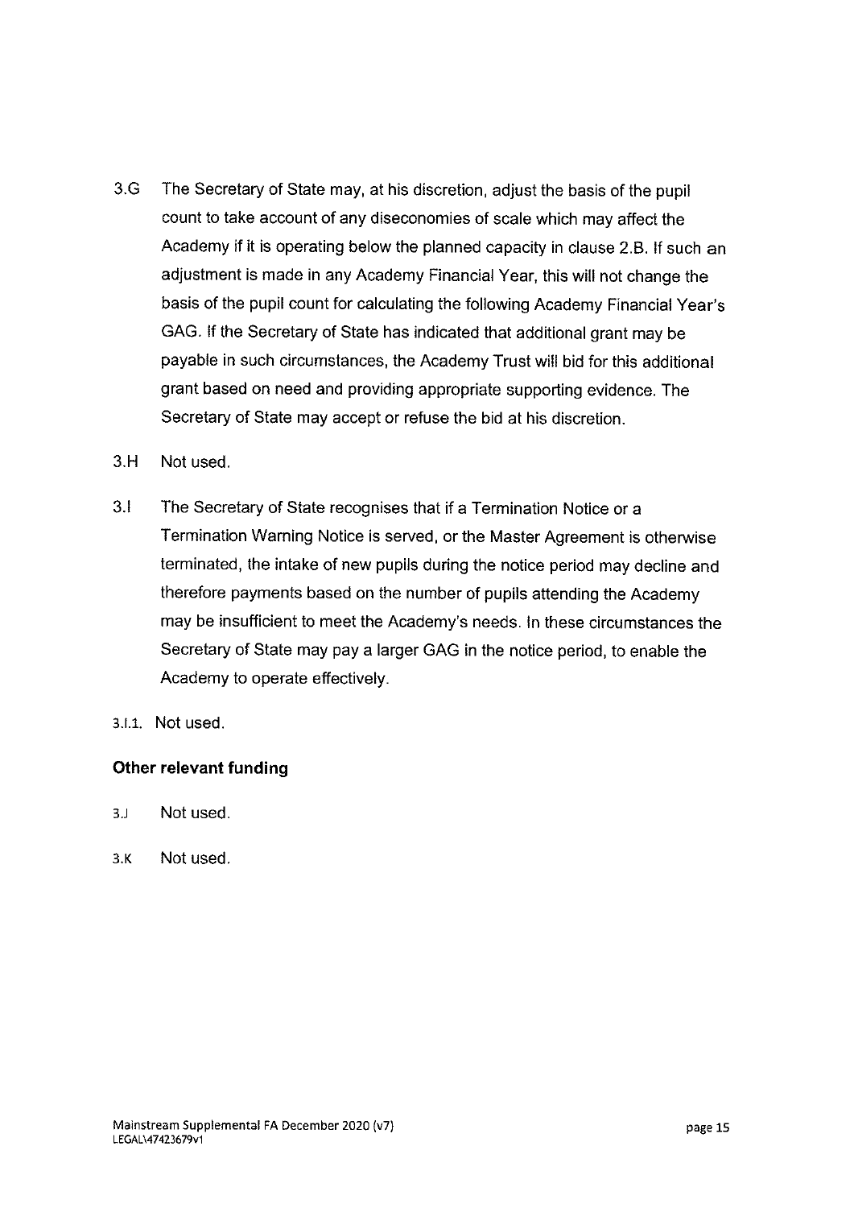3.G The Secretary of State may, at his discretion, adjust the basis of the pupil count to take account of any diseconomies of scale which may affect the Academy if it is operating below the planned capacity in clause 2.B. If such an adjustment is made in any Academy Financial Year, this will not change the basis of the pupil count for calculating the following Academy Financial Year's GAG. If the Secretary of State has indicated that additional grant may be payable in such circumstances, the Academy Trust will bid for this additional grant based on need and providing appropriate supporting evidence. The Secretary of State may accept or refuse the bid at his discretion.

3.H Not used.

3.I The Secretary of State recognises that if a Termination Notice or a Termination Warning Notice is served, or the Master Agreement is otherwise terminated, the intake of new pupils during the notice period may decline and therefore payments based on the number of pupils attending the Academy may be insufficient to meet the Academy's needs. In these circumstances the Secretary of State may pay a larger GAG in the notice period, to enable the Academy to operate effectively.

3.I.1. Not used.

### Other relevant funding

3.J Not used.

3.K Not used.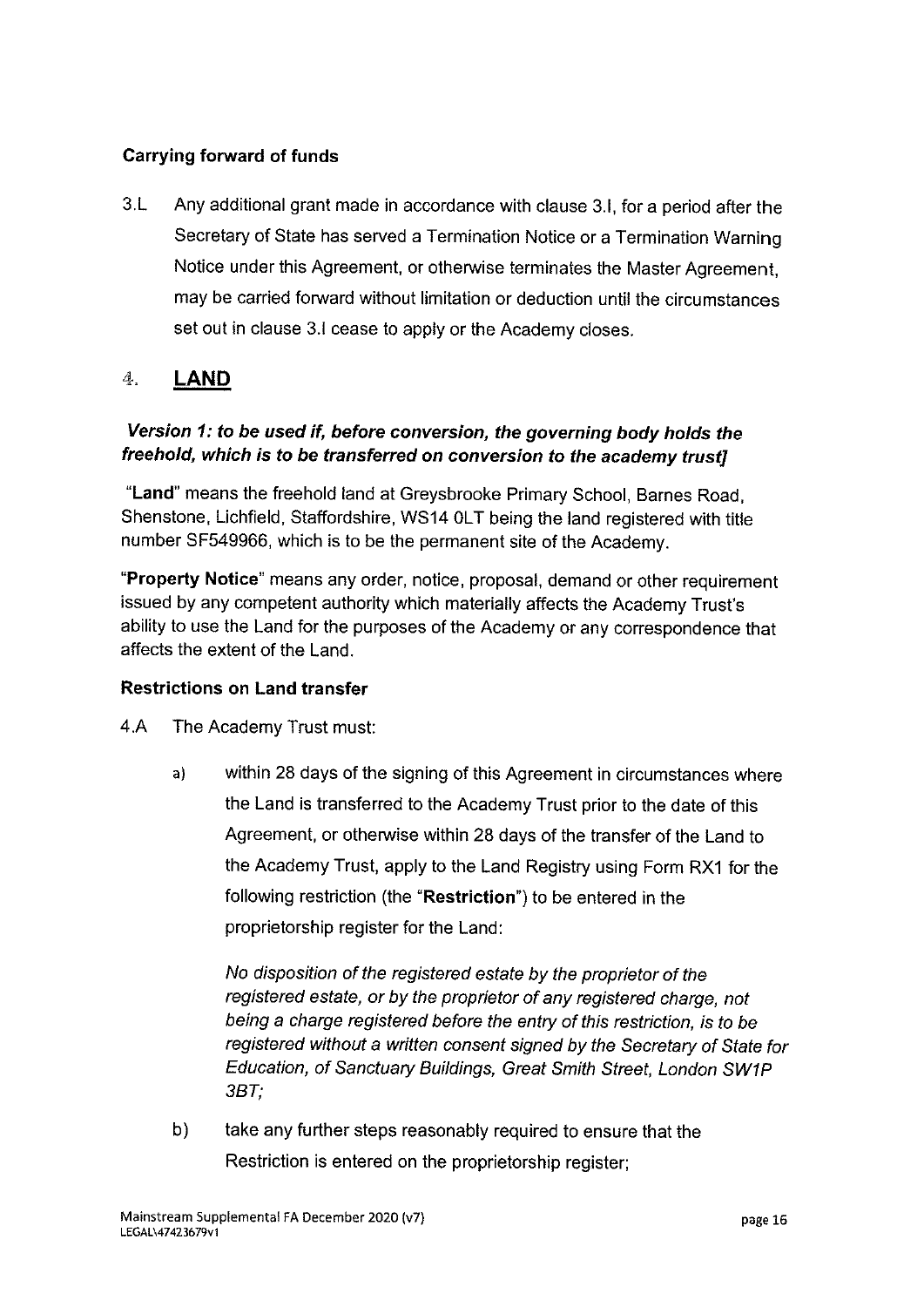**Carrying forward of funds**

3.L Any additional grant made in accordance with clause 3.I, for a period after the Secretary of State has served a Termination Notice or a Termination Warning Notice under this Agreement, or otherwise terminates the Master Agreement, may be carried forward without limitation or deduction until the circumstances set out in clause 3.I cease to apply or the Academy closes.

## 4. LAND

***Version 1: to be used if, before conversion, the governing body holds the freehold, which is to be transferred on conversion to the academy trust]***

"**Land**" means the freehold land at Greysbrooke Primary School, Barnes Road, Shenstone, Lichfield, Staffordshire, WS14 0LT being the land registered with title number SF549966, which is to be the permanent site of the Academy.

"**Property Notice**" means any order, notice, proposal, demand or other requirement issued by any competent authority which materially affects the Academy Trust's ability to use the Land for the purposes of the Academy or any correspondence that affects the extent of the Land.

**Restrictions on Land transfer**

4.A The Academy Trust must:

a) within 28 days of the signing of this Agreement in circumstances where the Land is transferred to the Academy Trust prior to the date of this Agreement, or otherwise within 28 days of the transfer of the Land to the Academy Trust, apply to the Land Registry using Form RX1 for the following restriction (the "**Restriction**") to be entered in the proprietorship register for the Land:

*No disposition of the registered estate by the proprietor of the registered estate, or by the proprietor of any registered charge, not being a charge registered before the entry of this restriction, is to be registered without a written consent signed by the Secretary of State for Education, of Sanctuary Buildings, Great Smith Street, London SW1P 3BT;*

b) take any further steps reasonably required to ensure that the Restriction is entered on the proprietorship register;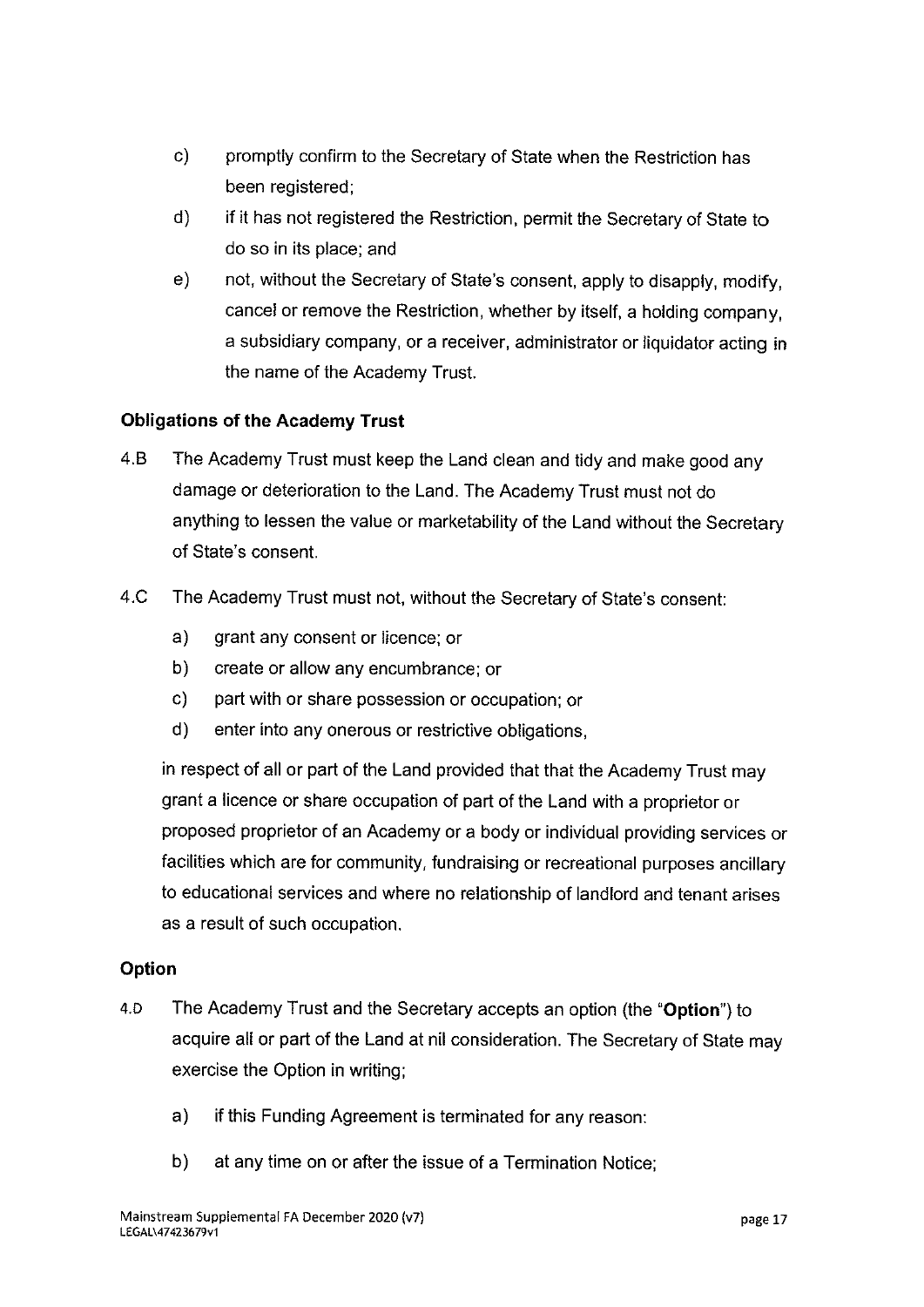c) promptly confirm to the Secretary of State when the Restriction has been registered;

d) if it has not registered the Restriction, permit the Secretary of State to do so in its place; and

e) not, without the Secretary of State's consent, apply to disapply, modify, cancel or remove the Restriction, whether by itself, a holding company, a subsidiary company, or a receiver, administrator or liquidator acting in the name of the Academy Trust.

### Obligations of the Academy Trust

4.B The Academy Trust must keep the Land clean and tidy and make good any damage or deterioration to the Land. The Academy Trust must not do anything to lessen the value or marketability of the Land without the Secretary of State's consent.

4.C The Academy Trust must not, without the Secretary of State's consent:

a) grant any consent or licence; or

b) create or allow any encumbrance; or

c) part with or share possession or occupation; or

d) enter into any onerous or restrictive obligations,

in respect of all or part of the Land provided that that the Academy Trust may grant a licence or share occupation of part of the Land with a proprietor or proposed proprietor of an Academy or a body or individual providing services or facilities which are for community, fundraising or recreational purposes ancillary to educational services and where no relationship of landlord and tenant arises as a result of such occupation.

### Option

4.D The Academy Trust and the Secretary accepts an option (the "**Option**") to acquire all or part of the Land at nil consideration. The Secretary of State may exercise the Option in writing;

a) if this Funding Agreement is terminated for any reason:

b) at any time on or after the issue of a Termination Notice;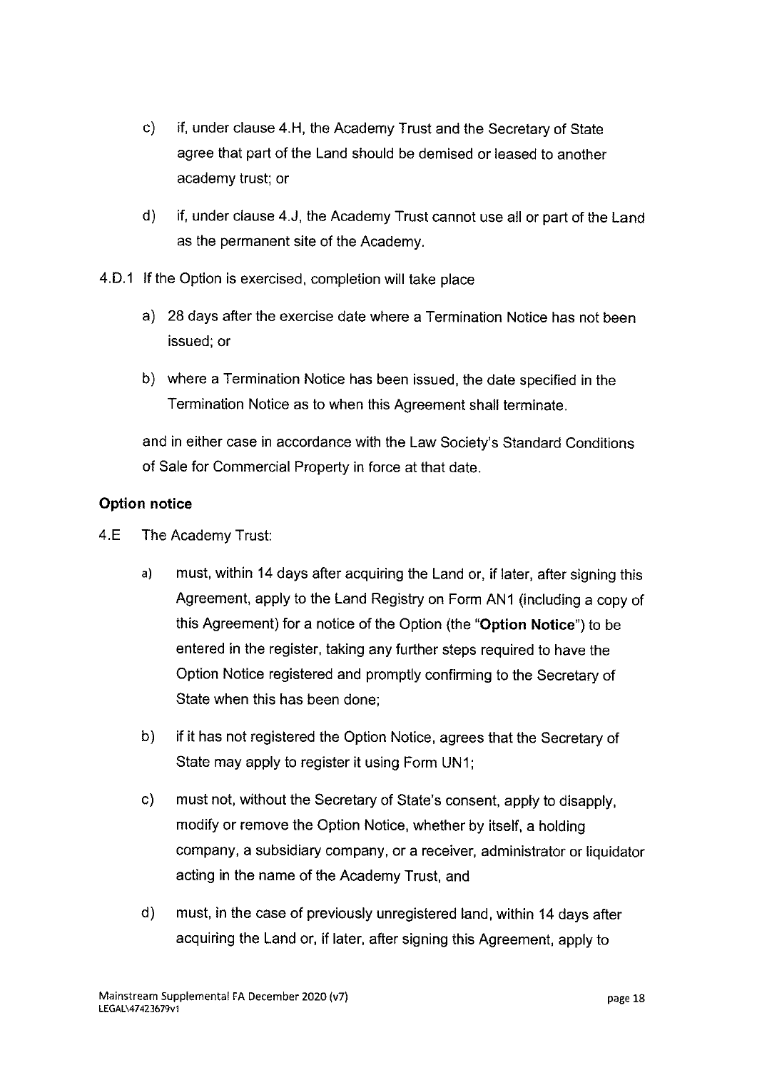c) if, under clause 4.H, the Academy Trust and the Secretary of State agree that part of the Land should be demised or leased to another academy trust; or

d) if, under clause 4.J, the Academy Trust cannot use all or part of the Land as the permanent site of the Academy.

4.D.1 If the Option is exercised, completion will take place

a) 28 days after the exercise date where a Termination Notice has not been issued; or

b) where a Termination Notice has been issued, the date specified in the Termination Notice as to when this Agreement shall terminate.

and in either case in accordance with the Law Society's Standard Conditions of Sale for Commercial Property in force at that date.

**Option notice**

4.E The Academy Trust:

a) must, within 14 days after acquiring the Land or, if later, after signing this Agreement, apply to the Land Registry on Form AN1 (including a copy of this Agreement) for a notice of the Option (the "**Option Notice**") to be entered in the register, taking any further steps required to have the Option Notice registered and promptly confirming to the Secretary of State when this has been done;

b) if it has not registered the Option Notice, agrees that the Secretary of State may apply to register it using Form UN1;

c) must not, without the Secretary of State's consent, apply to disapply, modify or remove the Option Notice, whether by itself, a holding company, a subsidiary company, or a receiver, administrator or liquidator acting in the name of the Academy Trust, and

d) must, in the case of previously unregistered land, within 14 days after acquiring the Land or, if later, after signing this Agreement, apply to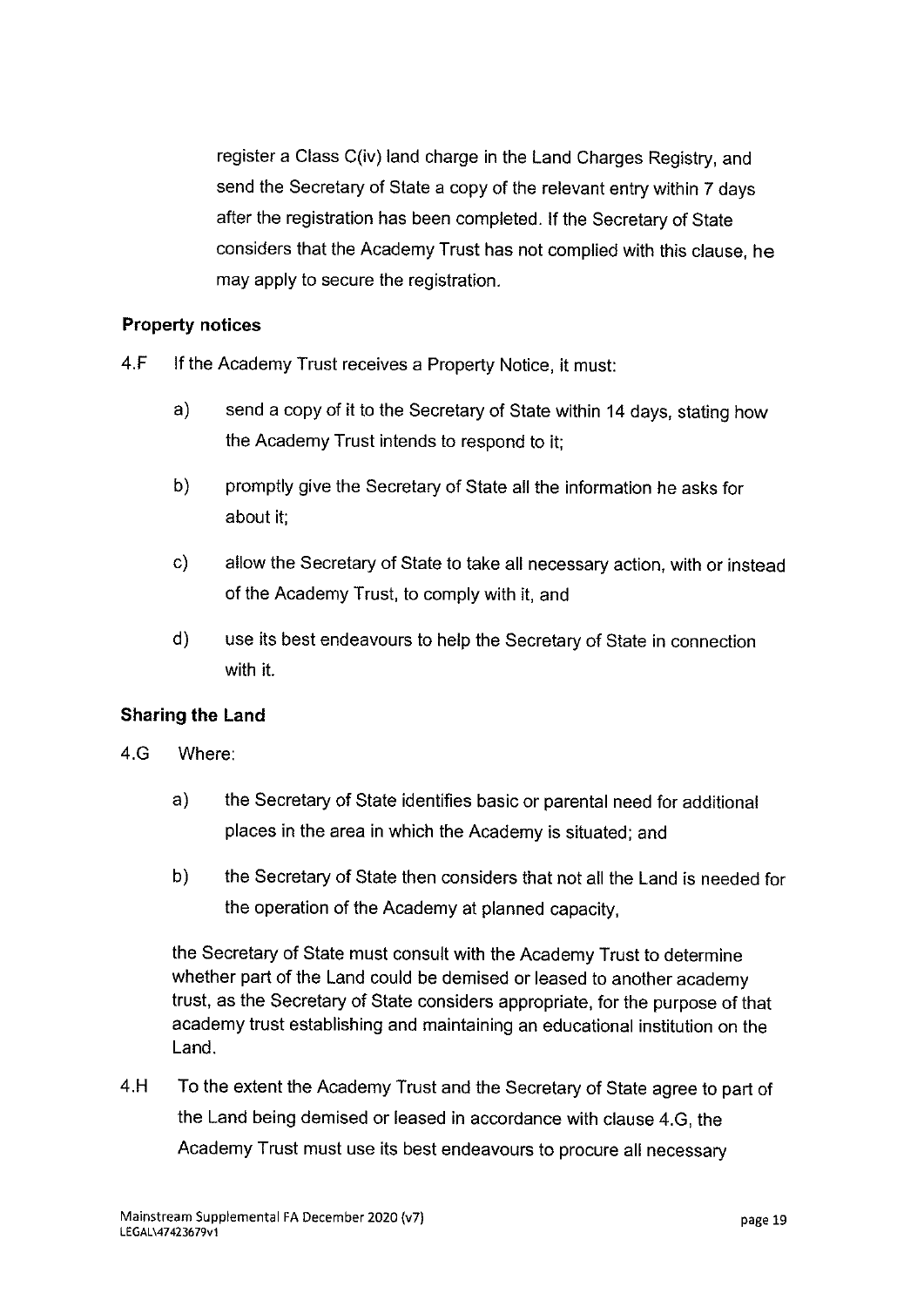register a Class C(iv) land charge in the Land Charges Registry, and send the Secretary of State a copy of the relevant entry within 7 days after the registration has been completed. If the Secretary of State considers that the Academy Trust has not complied with this clause, he may apply to secure the registration.

**Property notices**

4.F If the Academy Trust receives a Property Notice, it must:

a) send a copy of it to the Secretary of State within 14 days, stating how the Academy Trust intends to respond to it;

b) promptly give the Secretary of State all the information he asks for about it;

c) allow the Secretary of State to take all necessary action, with or instead of the Academy Trust, to comply with it, and

d) use its best endeavours to help the Secretary of State in connection with it.

**Sharing the Land**

4.G Where:

a) the Secretary of State identifies basic or parental need for additional places in the area in which the Academy is situated; and

b) the Secretary of State then considers that not all the Land is needed for the operation of the Academy at planned capacity,

the Secretary of State must consult with the Academy Trust to determine whether part of the Land could be demised or leased to another academy trust, as the Secretary of State considers appropriate, for the purpose of that academy trust establishing and maintaining an educational institution on the Land.

4.H To the extent the Academy Trust and the Secretary of State agree to part of the Land being demised or leased in accordance with clause 4.G, the Academy Trust must use its best endeavours to procure all necessary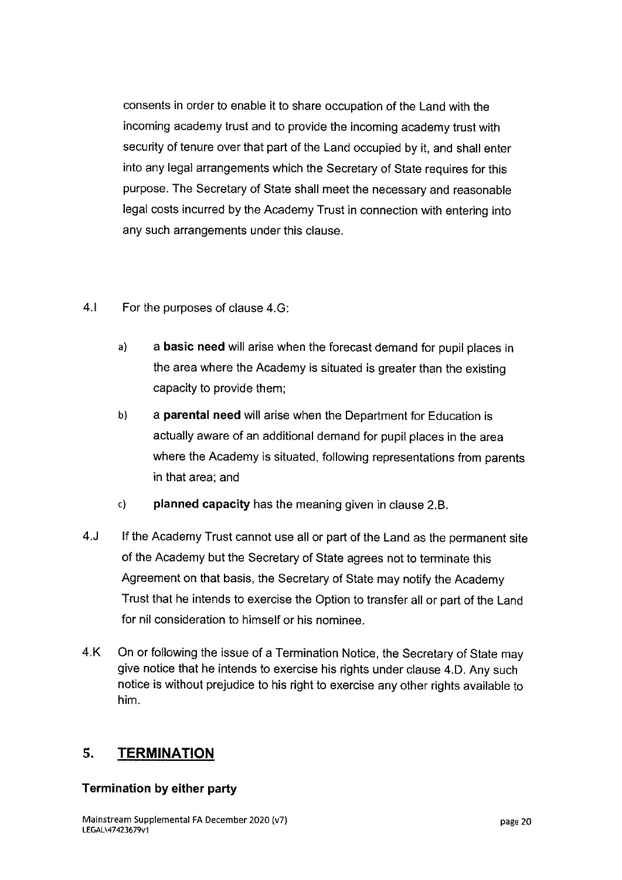consents in order to enable it to share occupation of the Land with the incoming academy trust and to provide the incoming academy trust with security of tenure over that part of the Land occupied by it, and shall enter into any legal arrangements which the Secretary of State requires for this purpose. The Secretary of State shall meet the necessary and reasonable legal costs incurred by the Academy Trust in connection with entering into any such arrangements under this clause.

4.I For the purposes of clause 4.G:

a) a **basic need** will arise when the forecast demand for pupil places in the area where the Academy is situated is greater than the existing capacity to provide them;

b) a **parental need** will arise when the Department for Education is actually aware of an additional demand for pupil places in the area where the Academy is situated, following representations from parents in that area; and

c) **planned capacity** has the meaning given in clause 2.B.

4.J If the Academy Trust cannot use all or part of the Land as the permanent site of the Academy but the Secretary of State agrees not to terminate this Agreement on that basis, the Secretary of State may notify the Academy Trust that he intends to exercise the Option to transfer all or part of the Land for nil consideration to himself or his nominee.

4.K On or following the issue of a Termination Notice, the Secretary of State may give notice that he intends to exercise his rights under clause 4.D. Any such notice is without prejudice to his right to exercise any other rights available to him.

## 5. TERMINATION

### Termination by either party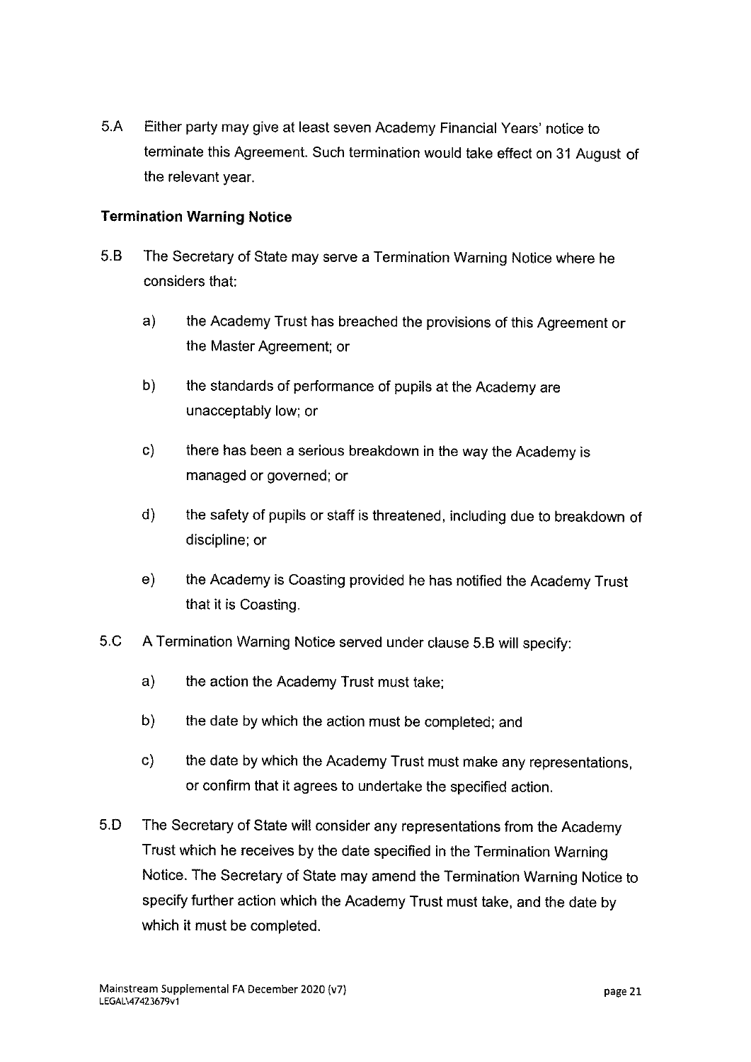5.A Either party may give at least seven Academy Financial Years' notice to terminate this Agreement. Such termination would take effect on 31 August of the relevant year.

**Termination Warning Notice**

5.B The Secretary of State may serve a Termination Warning Notice where he considers that:

a) the Academy Trust has breached the provisions of this Agreement or the Master Agreement; or

b) the standards of performance of pupils at the Academy are unacceptably low; or

c) there has been a serious breakdown in the way the Academy is managed or governed; or

d) the safety of pupils or staff is threatened, including due to breakdown of discipline; or

e) the Academy is Coasting provided he has notified the Academy Trust that it is Coasting.

5.C A Termination Warning Notice served under clause 5.B will specify:

a) the action the Academy Trust must take;

b) the date by which the action must be completed; and

c) the date by which the Academy Trust must make any representations, or confirm that it agrees to undertake the specified action.

5.D The Secretary of State will consider any representations from the Academy Trust which he receives by the date specified in the Termination Warning Notice. The Secretary of State may amend the Termination Warning Notice to specify further action which the Academy Trust must take, and the date by which it must be completed.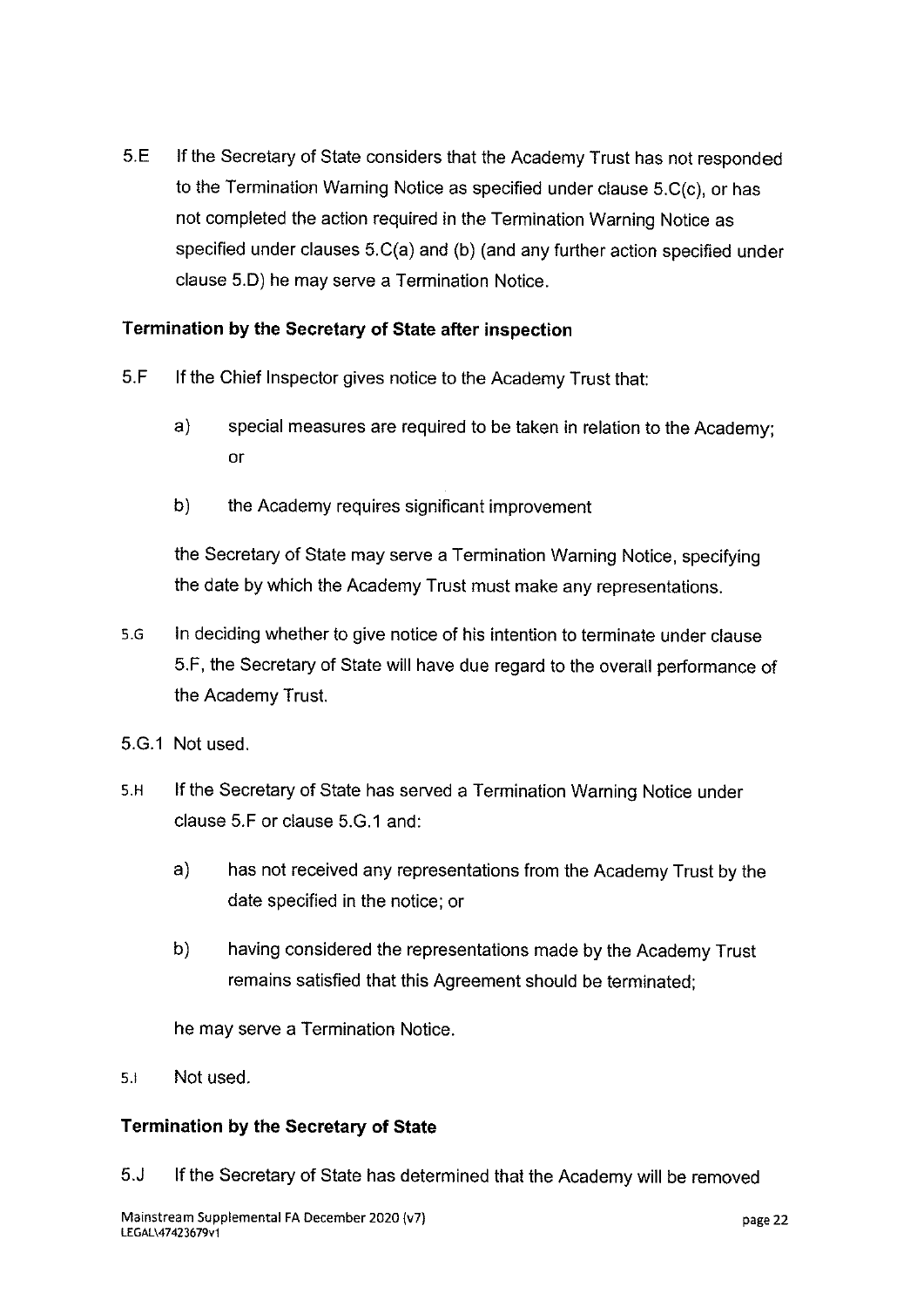5.E If the Secretary of State considers that the Academy Trust has not responded to the Termination Warning Notice as specified under clause 5.C(c), or has not completed the action required in the Termination Warning Notice as specified under clauses 5.C(a) and (b) (and any further action specified under clause 5.D) he may serve a Termination Notice.

**Termination by the Secretary of State after inspection**

5.F If the Chief Inspector gives notice to the Academy Trust that:

a) special measures are required to be taken in relation to the Academy; or

b) the Academy requires significant improvement

the Secretary of State may serve a Termination Warning Notice, specifying the date by which the Academy Trust must make any representations.

5.G In deciding whether to give notice of his intention to terminate under clause 5.F, the Secretary of State will have due regard to the overall performance of the Academy Trust.

5.G.1 Not used.

5.H If the Secretary of State has served a Termination Warning Notice under clause 5.F or clause 5.G.1 and:

a) has not received any representations from the Academy Trust by the date specified in the notice; or

b) having considered the representations made by the Academy Trust remains satisfied that this Agreement should be terminated;

he may serve a Termination Notice.

5.I Not used.

**Termination by the Secretary of State**

5.J If the Secretary of State has determined that the Academy will be removed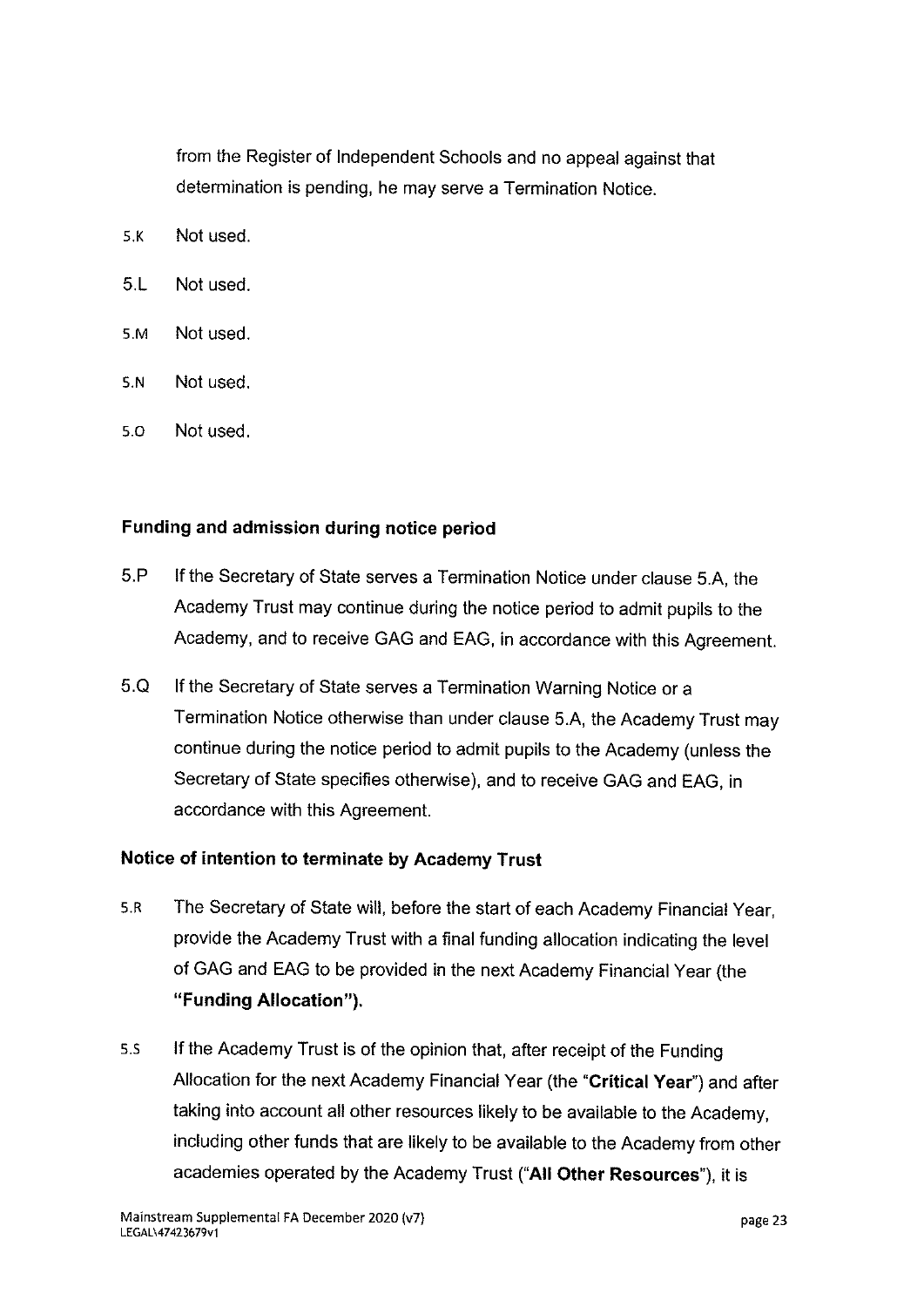from the Register of Independent Schools and no appeal against that determination is pending, he may serve a Termination Notice.

5.K Not used.

5.L Not used.

5.M Not used.

5.N Not used.

5.O Not used.

### Funding and admission during notice period

5.P If the Secretary of State serves a Termination Notice under clause 5.A, the Academy Trust may continue during the notice period to admit pupils to the Academy, and to receive GAG and EAG, in accordance with this Agreement.

5.Q If the Secretary of State serves a Termination Warning Notice or a Termination Notice otherwise than under clause 5.A, the Academy Trust may continue during the notice period to admit pupils to the Academy (unless the Secretary of State specifies otherwise), and to receive GAG and EAG, in accordance with this Agreement.

### Notice of intention to terminate by Academy Trust

5.R The Secretary of State will, before the start of each Academy Financial Year, provide the Academy Trust with a final funding allocation indicating the level of GAG and EAG to be provided in the next Academy Financial Year (the **"Funding Allocation").**

5.S If the Academy Trust is of the opinion that, after receipt of the Funding Allocation for the next Academy Financial Year (the "**Critical Year**") and after taking into account all other resources likely to be available to the Academy, including other funds that are likely to be available to the Academy from other academies operated by the Academy Trust ("**All Other Resources**"), it is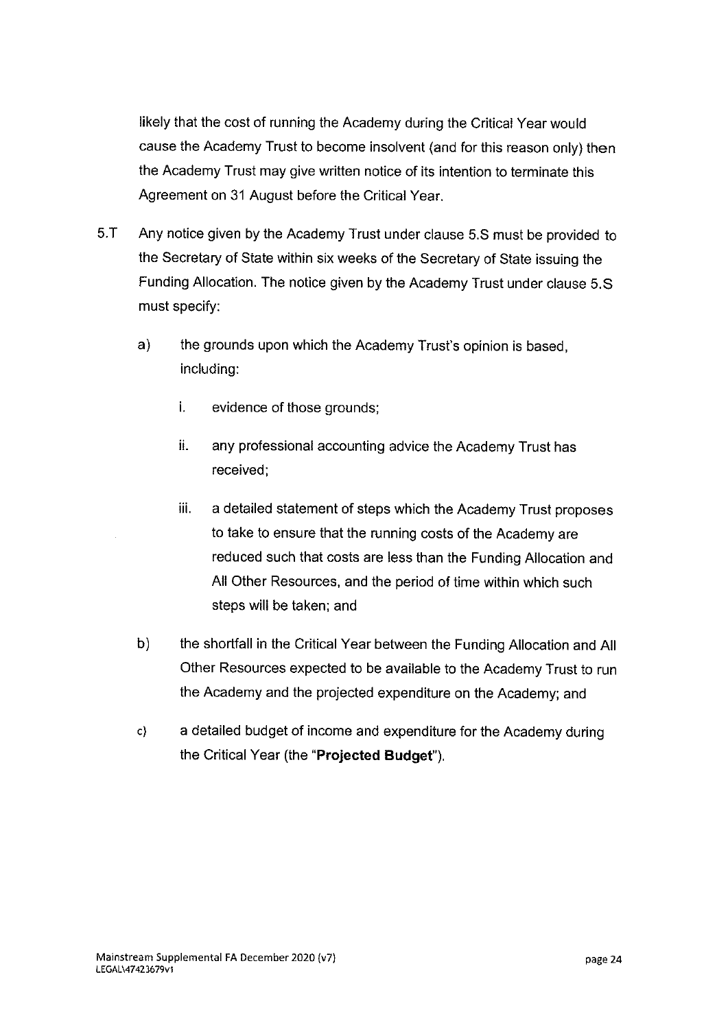likely that the cost of running the Academy during the Critical Year would cause the Academy Trust to become insolvent (and for this reason only) then the Academy Trust may give written notice of its intention to terminate this Agreement on 31 August before the Critical Year.

5.T Any notice given by the Academy Trust under clause 5.S must be provided to the Secretary of State within six weeks of the Secretary of State issuing the Funding Allocation. The notice given by the Academy Trust under clause 5.S must specify:

a) the grounds upon which the Academy Trust's opinion is based, including:

   i. evidence of those grounds;

   ii. any professional accounting advice the Academy Trust has received;

   iii. a detailed statement of steps which the Academy Trust proposes to take to ensure that the running costs of the Academy are reduced such that costs are less than the Funding Allocation and All Other Resources, and the period of time within which such steps will be taken; and

b) the shortfall in the Critical Year between the Funding Allocation and All Other Resources expected to be available to the Academy Trust to run the Academy and the projected expenditure on the Academy; and

c) a detailed budget of income and expenditure for the Academy during the Critical Year (the "**Projected Budget**").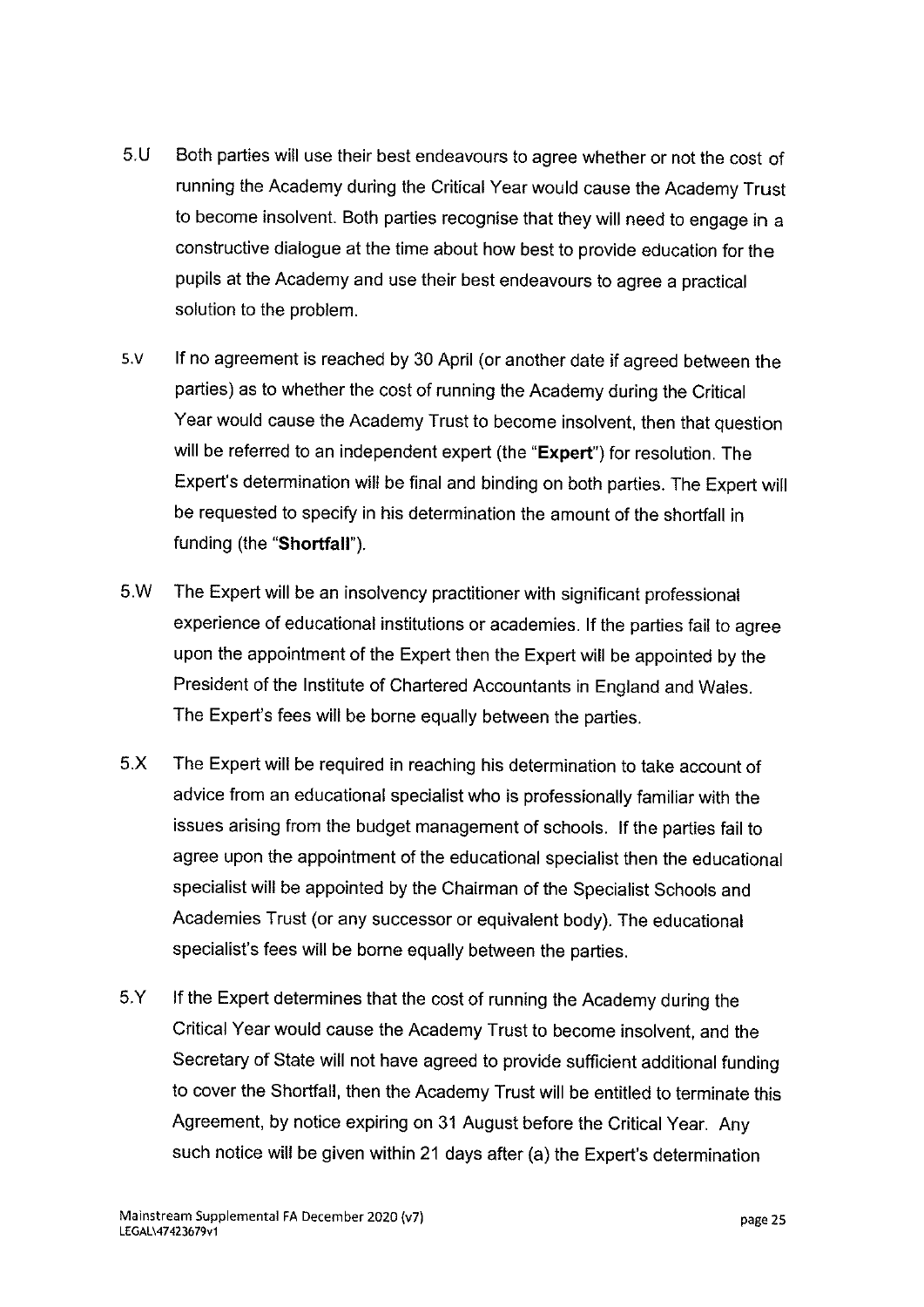5.U Both parties will use their best endeavours to agree whether or not the cost of running the Academy during the Critical Year would cause the Academy Trust to become insolvent. Both parties recognise that they will need to engage in a constructive dialogue at the time about how best to provide education for the pupils at the Academy and use their best endeavours to agree a practical solution to the problem.

5.V If no agreement is reached by 30 April (or another date if agreed between the parties) as to whether the cost of running the Academy during the Critical Year would cause the Academy Trust to become insolvent, then that question will be referred to an independent expert (the "**Expert**") for resolution. The Expert's determination will be final and binding on both parties. The Expert will be requested to specify in his determination the amount of the shortfall in funding (the "**Shortfall**").

5.W The Expert will be an insolvency practitioner with significant professional experience of educational institutions or academies. If the parties fail to agree upon the appointment of the Expert then the Expert will be appointed by the President of the Institute of Chartered Accountants in England and Wales. The Expert's fees will be borne equally between the parties.

5.X The Expert will be required in reaching his determination to take account of advice from an educational specialist who is professionally familiar with the issues arising from the budget management of schools. If the parties fail to agree upon the appointment of the educational specialist then the educational specialist will be appointed by the Chairman of the Specialist Schools and Academies Trust (or any successor or equivalent body). The educational specialist's fees will be borne equally between the parties.

5.Y If the Expert determines that the cost of running the Academy during the Critical Year would cause the Academy Trust to become insolvent, and the Secretary of State will not have agreed to provide sufficient additional funding to cover the Shortfall, then the Academy Trust will be entitled to terminate this Agreement, by notice expiring on 31 August before the Critical Year. Any such notice will be given within 21 days after (a) the Expert's determination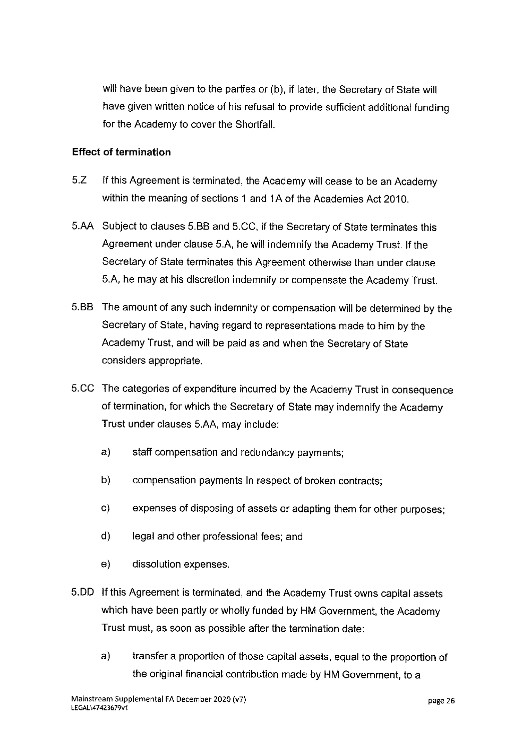will have been given to the parties or (b), if later, the Secretary of State will have given written notice of his refusal to provide sufficient additional funding for the Academy to cover the Shortfall.

**Effect of termination**

5.Z If this Agreement is terminated, the Academy will cease to be an Academy within the meaning of sections 1 and 1A of the Academies Act 2010.

5.AA Subject to clauses 5.BB and 5.CC, if the Secretary of State terminates this Agreement under clause 5.A, he will indemnify the Academy Trust. If the Secretary of State terminates this Agreement otherwise than under clause 5.A, he may at his discretion indemnify or compensate the Academy Trust.

5.BB The amount of any such indemnity or compensation will be determined by the Secretary of State, having regard to representations made to him by the Academy Trust, and will be paid as and when the Secretary of State considers appropriate.

5.CC The categories of expenditure incurred by the Academy Trust in consequence of termination, for which the Secretary of State may indemnify the Academy Trust under clauses 5.AA, may include:

a) staff compensation and redundancy payments;

b) compensation payments in respect of broken contracts;

c) expenses of disposing of assets or adapting them for other purposes;

d) legal and other professional fees; and

e) dissolution expenses.

5.DD If this Agreement is terminated, and the Academy Trust owns capital assets which have been partly or wholly funded by HM Government, the Academy Trust must, as soon as possible after the termination date:

a) transfer a proportion of those capital assets, equal to the proportion of the original financial contribution made by HM Government, to a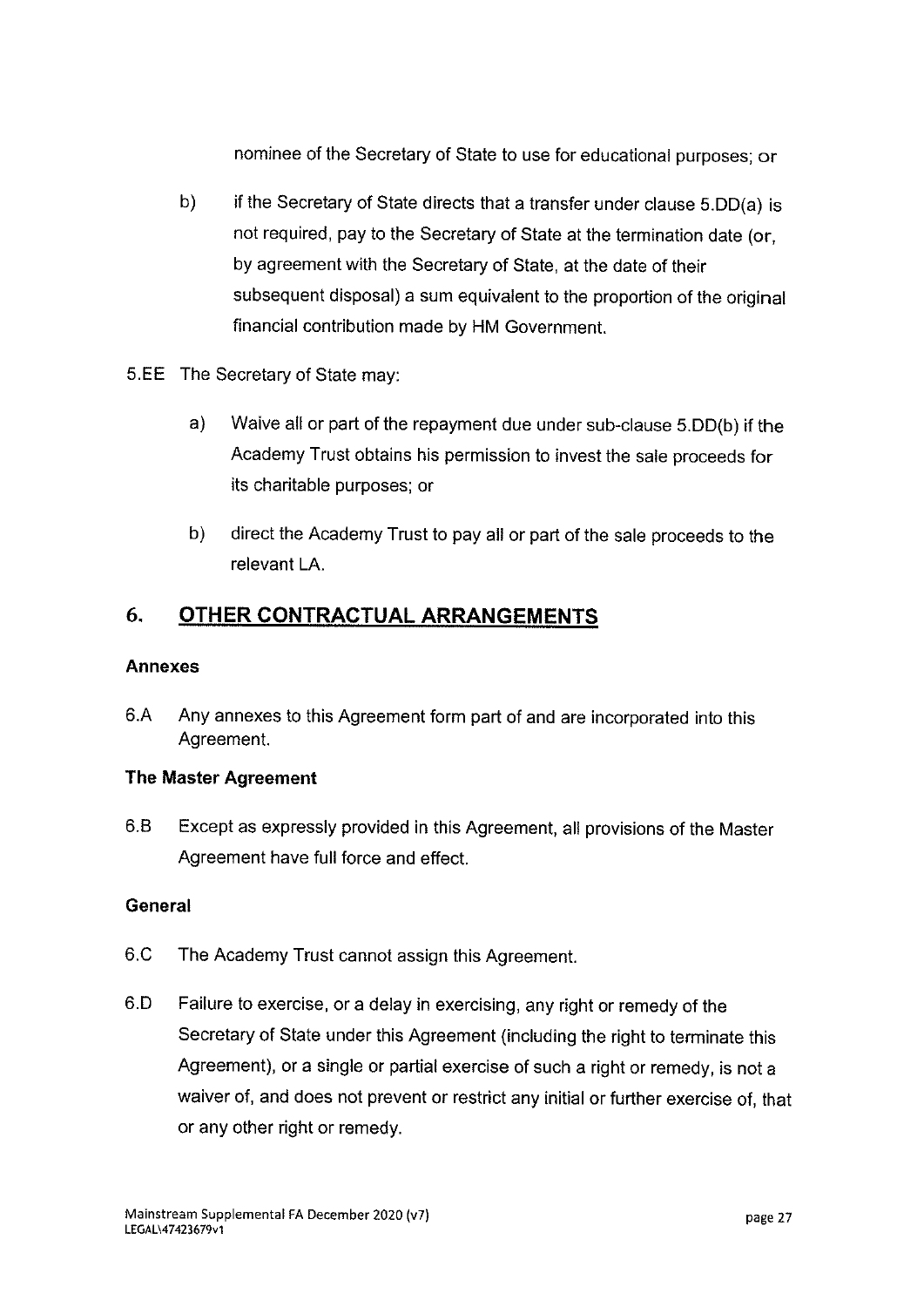nominee of the Secretary of State to use for educational purposes; or

b) if the Secretary of State directs that a transfer under clause 5.DD(a) is not required, pay to the Secretary of State at the termination date (or, by agreement with the Secretary of State, at the date of their subsequent disposal) a sum equivalent to the proportion of the original financial contribution made by HM Government.

5.EE The Secretary of State may:

a) Waive all or part of the repayment due under sub-clause 5.DD(b) if the Academy Trust obtains his permission to invest the sale proceeds for its charitable purposes; or

b) direct the Academy Trust to pay all or part of the sale proceeds to the relevant LA.

## 6. OTHER CONTRACTUAL ARRANGEMENTS

### Annexes

6.A Any annexes to this Agreement form part of and are incorporated into this Agreement.

### The Master Agreement

6.B Except as expressly provided in this Agreement, all provisions of the Master Agreement have full force and effect.

### General

6.C The Academy Trust cannot assign this Agreement.

6.D Failure to exercise, or a delay in exercising, any right or remedy of the Secretary of State under this Agreement (including the right to terminate this Agreement), or a single or partial exercise of such a right or remedy, is not a waiver of, and does not prevent or restrict any initial or further exercise of, that or any other right or remedy.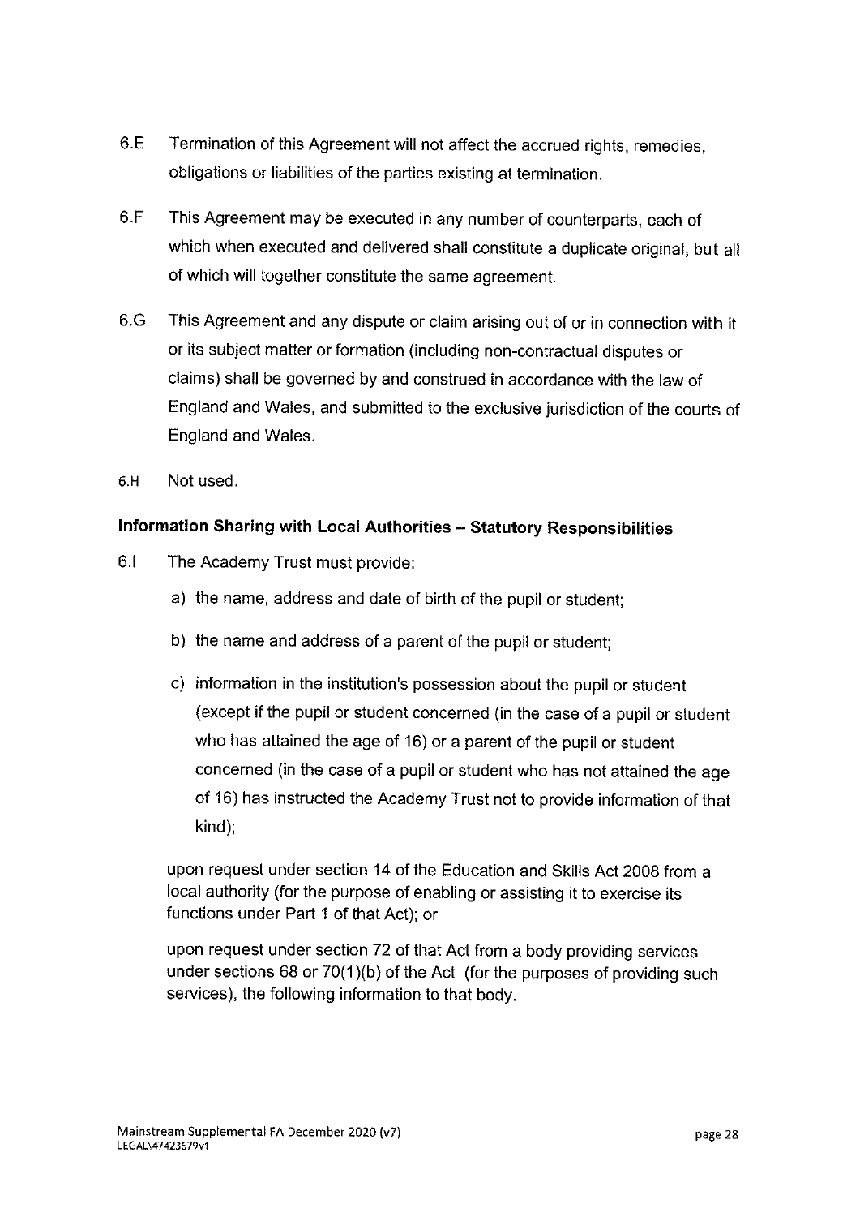6.E Termination of this Agreement will not affect the accrued rights, remedies, obligations or liabilities of the parties existing at termination.

6.F This Agreement may be executed in any number of counterparts, each of which when executed and delivered shall constitute a duplicate original, but all of which will together constitute the same agreement.

6.G This Agreement and any dispute or claim arising out of or in connection with it or its subject matter or formation (including non-contractual disputes or claims) shall be governed by and construed in accordance with the law of England and Wales, and submitted to the exclusive jurisdiction of the courts of England and Wales.

6.H Not used.

### Information Sharing with Local Authorities – Statutory Responsibilities

6.I The Academy Trust must provide:

a) the name, address and date of birth of the pupil or student;

b) the name and address of a parent of the pupil or student;

c) information in the institution's possession about the pupil or student (except if the pupil or student concerned (in the case of a pupil or student who has attained the age of 16) or a parent of the pupil or student concerned (in the case of a pupil or student who has not attained the age of 16) has instructed the Academy Trust not to provide information of that kind);

upon request under section 14 of the Education and Skills Act 2008 from a local authority (for the purpose of enabling or assisting it to exercise its functions under Part 1 of that Act); or

upon request under section 72 of that Act from a body providing services under sections 68 or 70(1)(b) of the Act (for the purposes of providing such services), the following information to that body.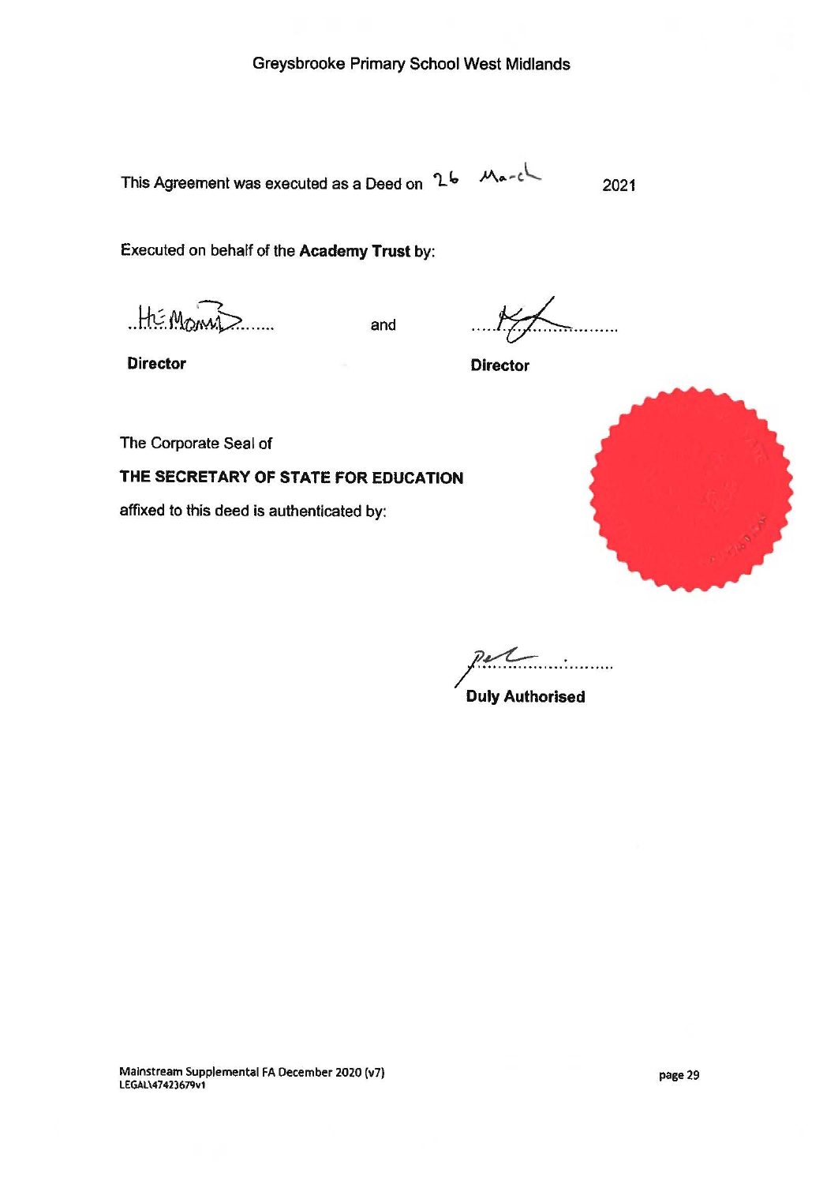Greysbrooke Primary School West Midlands

This Agreement was executed as a Deed on 26 March 2021

Executed on behalf of the **Academy Trust** by:

........................ and ........................

**Director** **Director**

The Corporate Seal of

**THE SECRETARY OF STATE FOR EDUCATION**

affixed to this deed is authenticated by:

........................

**Duly Authorised**

Mainstream Supplemental FA December 2020 (v7)
LEGAL\47423679v1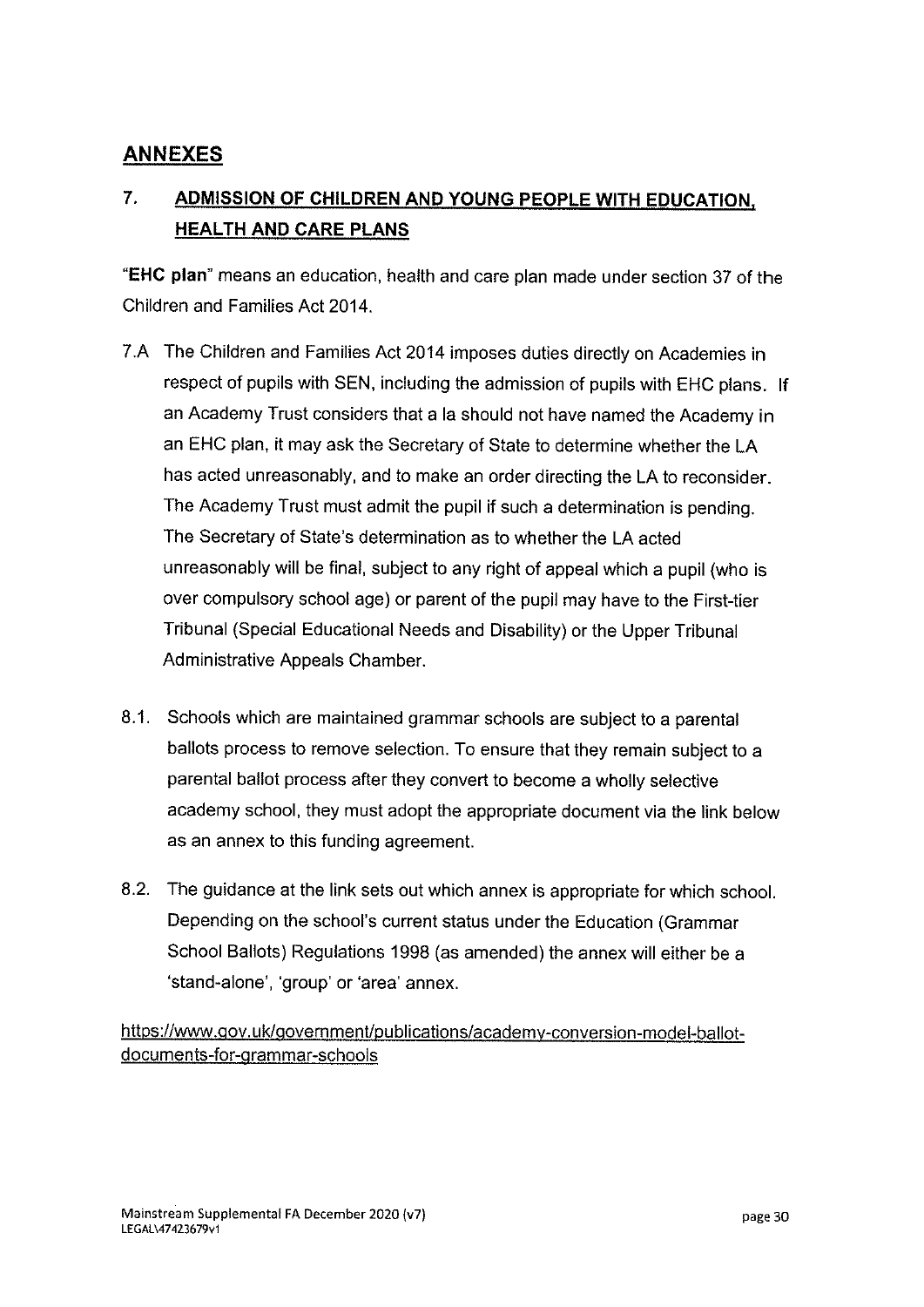## ANNEXES

### 7. ADMISSION OF CHILDREN AND YOUNG PEOPLE WITH EDUCATION, HEALTH AND CARE PLANS

"**EHC plan**" means an education, health and care plan made under section 37 of the Children and Families Act 2014.

7.A The Children and Families Act 2014 imposes duties directly on Academies in respect of pupils with SEN, including the admission of pupils with EHC plans. If an Academy Trust considers that a la should not have named the Academy in an EHC plan, it may ask the Secretary of State to determine whether the LA has acted unreasonably, and to make an order directing the LA to reconsider. The Academy Trust must admit the pupil if such a determination is pending. The Secretary of State's determination as to whether the LA acted unreasonably will be final, subject to any right of appeal which a pupil (who is over compulsory school age) or parent of the pupil may have to the First-tier Tribunal (Special Educational Needs and Disability) or the Upper Tribunal Administrative Appeals Chamber.

8.1. Schools which are maintained grammar schools are subject to a parental ballots process to remove selection. To ensure that they remain subject to a parental ballot process after they convert to become a wholly selective academy school, they must adopt the appropriate document via the link below as an annex to this funding agreement.

8.2. The guidance at the link sets out which annex is appropriate for which school. Depending on the school's current status under the Education (Grammar School Ballots) Regulations 1998 (as amended) the annex will either be a 'stand-alone', 'group' or 'area' annex.

https://www.gov.uk/government/publications/academy-conversion-model-ballot-documents-for-grammar-schools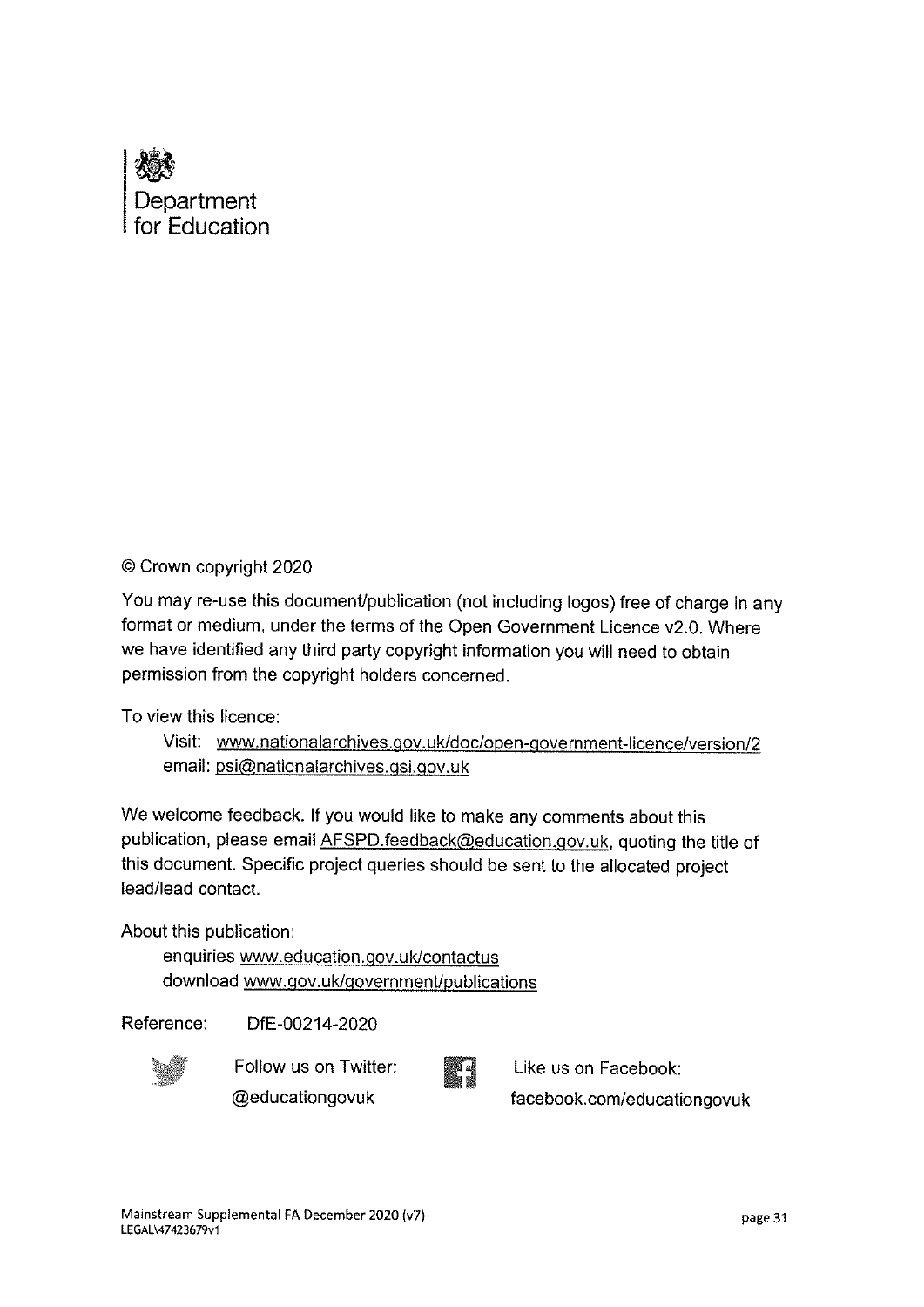Department
for Education

© Crown copyright 2020

You may re-use this document/publication (not including logos) free of charge in any format or medium, under the terms of the Open Government Licence v2.0. Where we have identified any third party copyright information you will need to obtain permission from the copyright holders concerned.

To view this licence:

Visit: www.nationalarchives.gov.uk/doc/open-government-licence/version/2
email: psi@nationalarchives.gsi.gov.uk

We welcome feedback. If you would like to make any comments about this publication, please email AFSPD.feedback@education.gov.uk, quoting the title of this document. Specific project queries should be sent to the allocated project lead/lead contact.

About this publication:

enquiries www.education.gov.uk/contactus
download www.gov.uk/government/publications

Reference: DfE-00214-2020

Follow us on Twitter:
@educationgovuk

Like us on Facebook:
facebook.com/educationgovuk